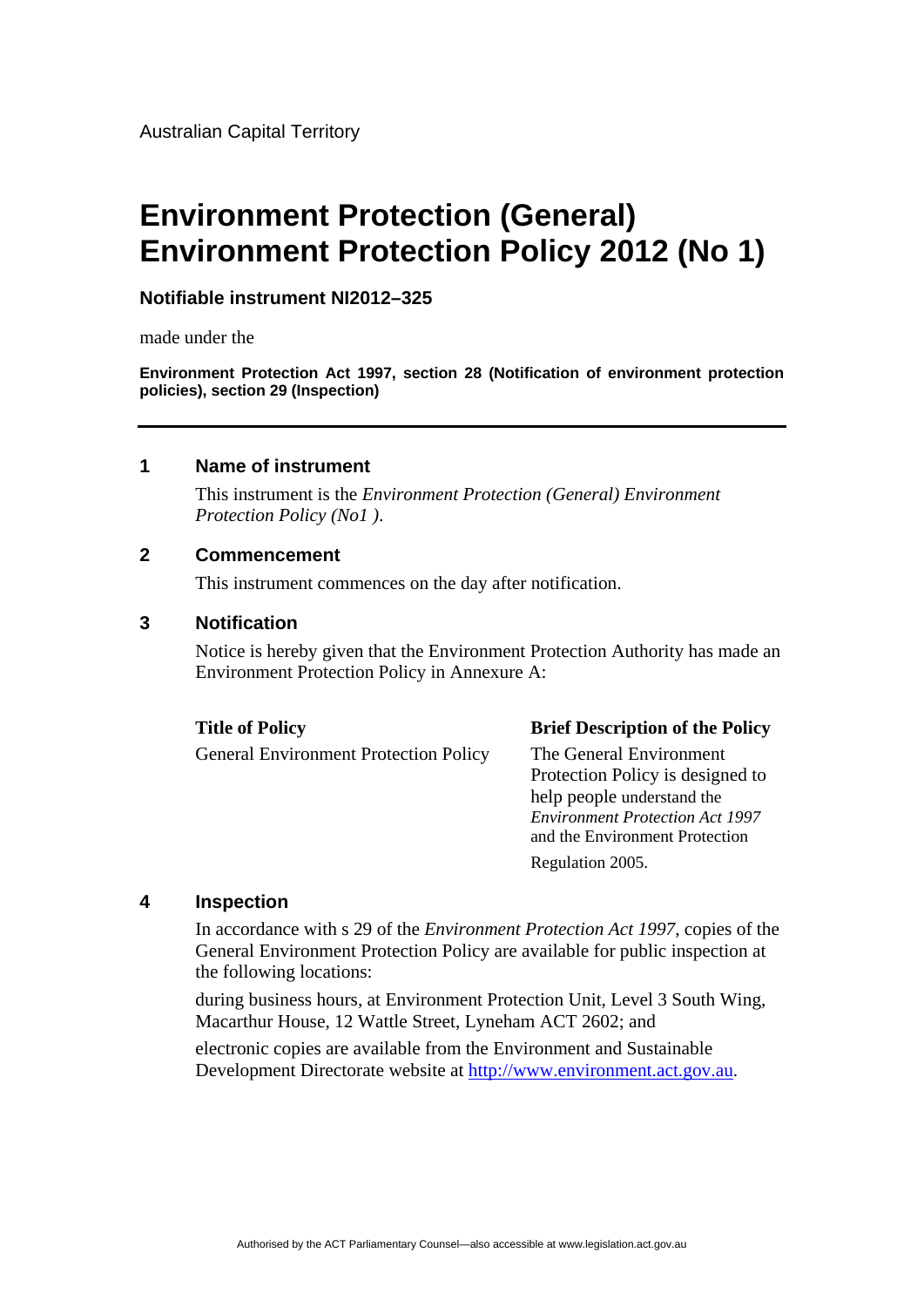Australian Capital Territory

# Environment Protection (General) Environment Protection Policy 2012 (No 1)

**Notifiable instrument NI2012–325**

made under the

**Environment Protection Act 1997, section 28 (Notification of environment protection policies), section 29 (Inspection)**

---

## 1 Name of instrument

This instrument is the *Environment Protection (General) Environment Protection Policy (No1 )*.

## 2 Commencement

This instrument commences on the day after notification.

## 3 Notification

Notice is hereby given that the Environment Protection Authority has made an Environment Protection Policy in Annexure A:

| Title of Policy | Brief Description of the Policy |
|---|---|
| General Environment Protection Policy | The General Environment Protection Policy is designed to help people understand the *Environment Protection Act 1997* and the Environment Protection Regulation 2005. |

## 4 Inspection

In accordance with s 29 of the *Environment Protection Act 1997*, copies of the General Environment Protection Policy are available for public inspection at the following locations:

during business hours, at Environment Protection Unit, Level 3 South Wing, Macarthur House, 12 Wattle Street, Lyneham ACT 2602; and

electronic copies are available from the Environment and Sustainable Development Directorate website at http://www.environment.act.gov.au.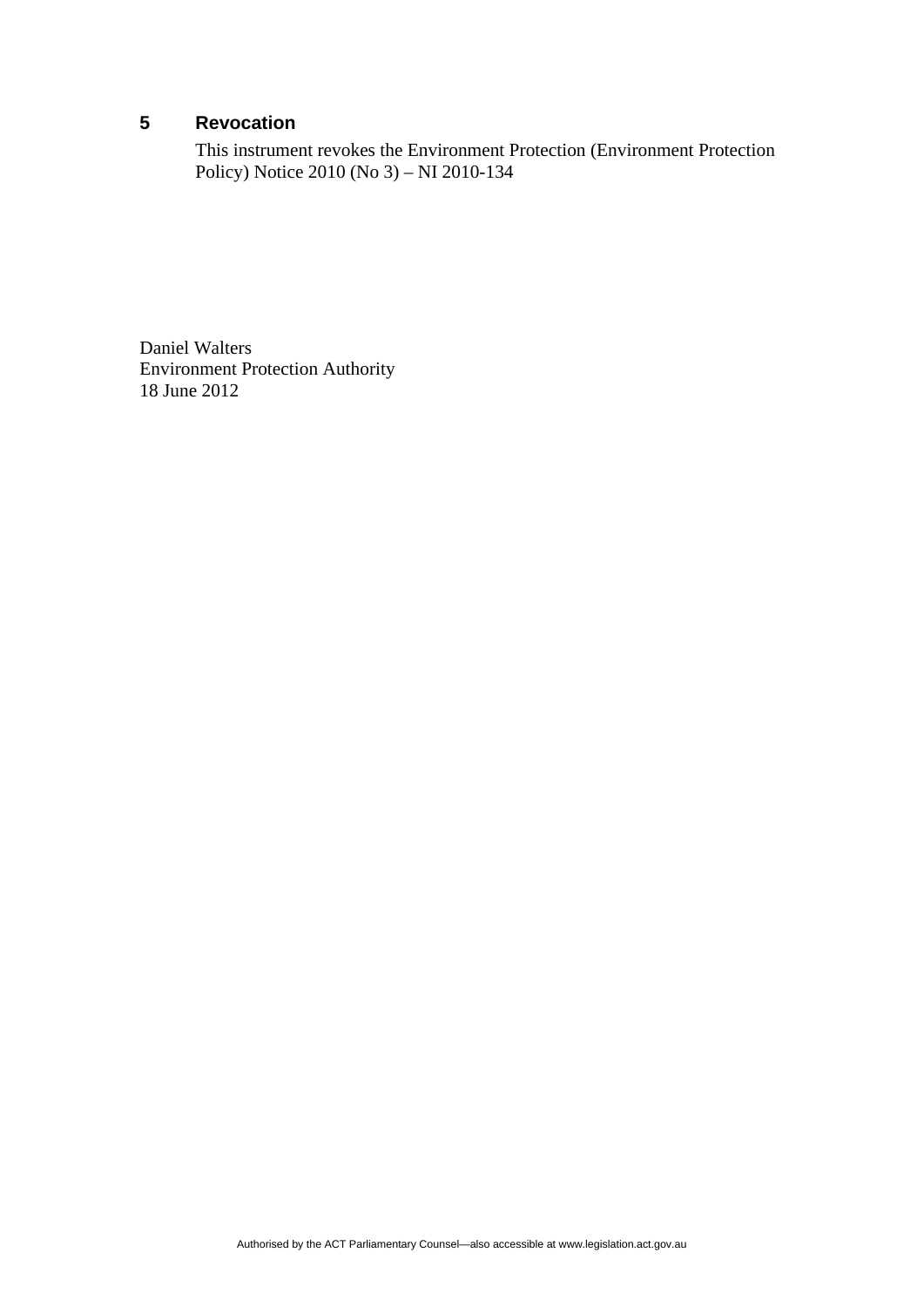## 5 Revocation

This instrument revokes the Environment Protection (Environment Protection Policy) Notice 2010 (No 3) – NI 2010-134

Daniel Walters
Environment Protection Authority
18 June 2012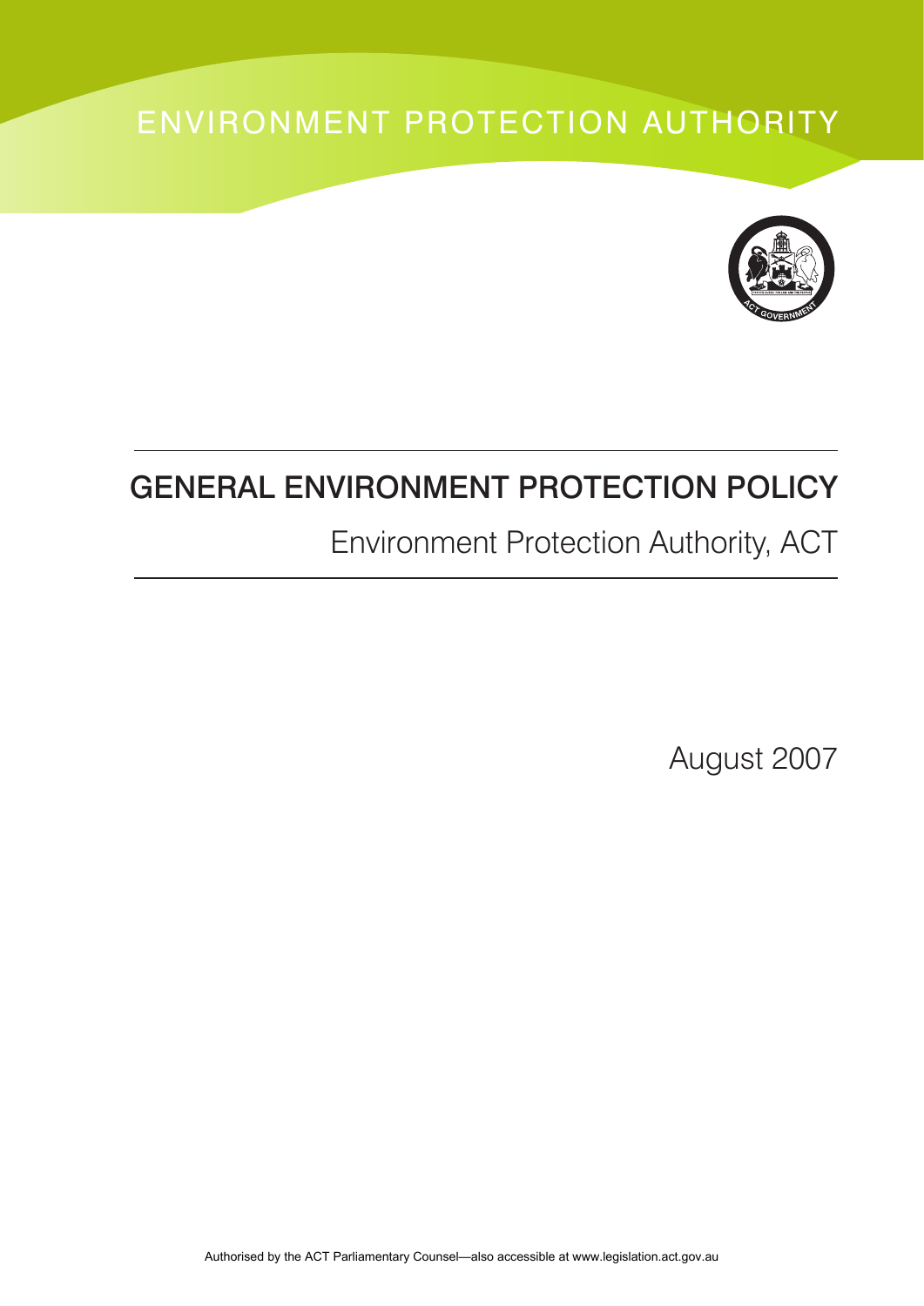ENVIRONMENT PROTECTION AUTHORITY

# GENERAL ENVIRONMENT PROTECTION POLICY

Environment Protection Authority, ACT

August 2007

Authorised by the ACT Parliamentary Counsel—also accessible at www.legislation.act.gov.au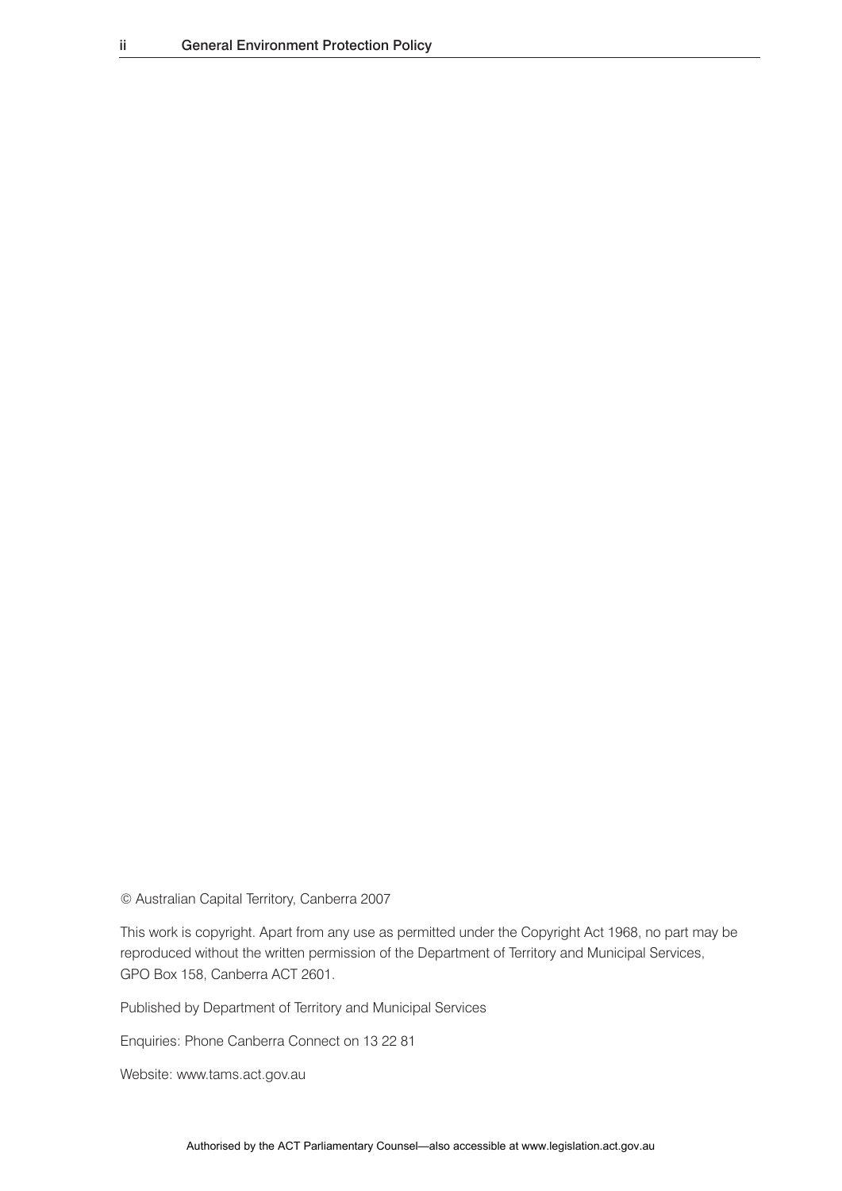© Australian Capital Territory, Canberra 2007

This work is copyright. Apart from any use as permitted under the Copyright Act 1968, no part may be reproduced without the written permission of the Department of Territory and Municipal Services, GPO Box 158, Canberra ACT 2601.

Published by Department of Territory and Municipal Services

Enquiries: Phone Canberra Connect on 13 22 81

Website: www.tams.act.gov.au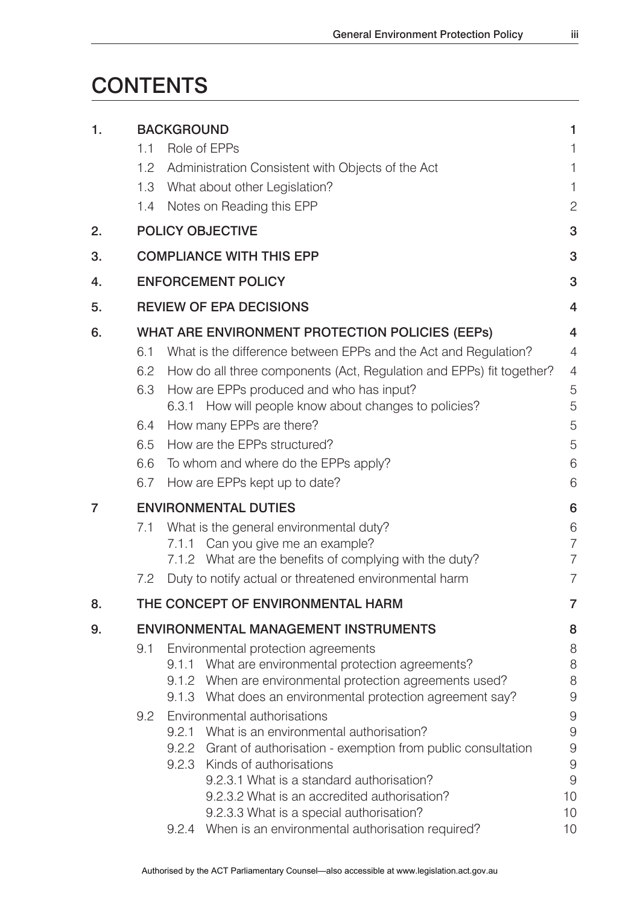# CONTENTS

| | | | |
|---|---|---|---|
| 1. | **BACKGROUND** | | 1 |
| | 1.1 | Role of EPPs | 1 |
| | 1.2 | Administration Consistent with Objects of the Act | 1 |
| | 1.3 | What about other Legislation? | 1 |
| | 1.4 | Notes on Reading this EPP | 2 |
| 2. | **POLICY OBJECTIVE** | | 3 |
| 3. | **COMPLIANCE WITH THIS EPP** | | 3 |
| 4. | **ENFORCEMENT POLICY** | | 3 |
| 5. | **REVIEW OF EPA DECISIONS** | | 4 |
| 6. | **WHAT ARE ENVIRONMENT PROTECTION POLICIES (EEPs)** | | 4 |
| | 6.1 | What is the difference between EPPs and the Act and Regulation? | 4 |
| | 6.2 | How do all three components (Act, Regulation and EPPs) fit together? | 4 |
| | 6.3 | How are EPPs produced and who has input? | 5 |
| | | 6.3.1 How will people know about changes to policies? | 5 |
| | 6.4 | How many EPPs are there? | 5 |
| | 6.5 | How are the EPPs structured? | 5 |
| | 6.6 | To whom and where do the EPPs apply? | 6 |
| | 6.7 | How are EPPs kept up to date? | 6 |
| 7 | **ENVIRONMENTAL DUTIES** | | 6 |
| | 7.1 | What is the general environmental duty? | 6 |
| | | 7.1.1 Can you give me an example? | 7 |
| | | 7.1.2 What are the benefits of complying with the duty? | 7 |
| | 7.2 | Duty to notify actual or threatened environmental harm | 7 |
| 8. | **THE CONCEPT OF ENVIRONMENTAL HARM** | | 7 |
| 9. | **ENVIRONMENTAL MANAGEMENT INSTRUMENTS** | | 8 |
| | 9.1 | Environmental protection agreements | 8 |
| | | 9.1.1 What are environmental protection agreements? | 8 |
| | | 9.1.2 When are environmental protection agreements used? | 8 |
| | | 9.1.3 What does an environmental protection agreement say? | 9 |
| | 9.2 | Environmental authorisations | 9 |
| | | 9.2.1 What is an environmental authorisation? | 9 |
| | | 9.2.2 Grant of authorisation - exemption from public consultation | 9 |
| | | 9.2.3 Kinds of authorisations | 9 |
| | | 9.2.3.1 What is a standard authorisation? | 9 |
| | | 9.2.3.2 What is an accredited authorisation? | 10 |
| | | 9.2.3.3 What is a special authorisation? | 10 |
| | | 9.2.4 When is an environmental authorisation required? | 10 |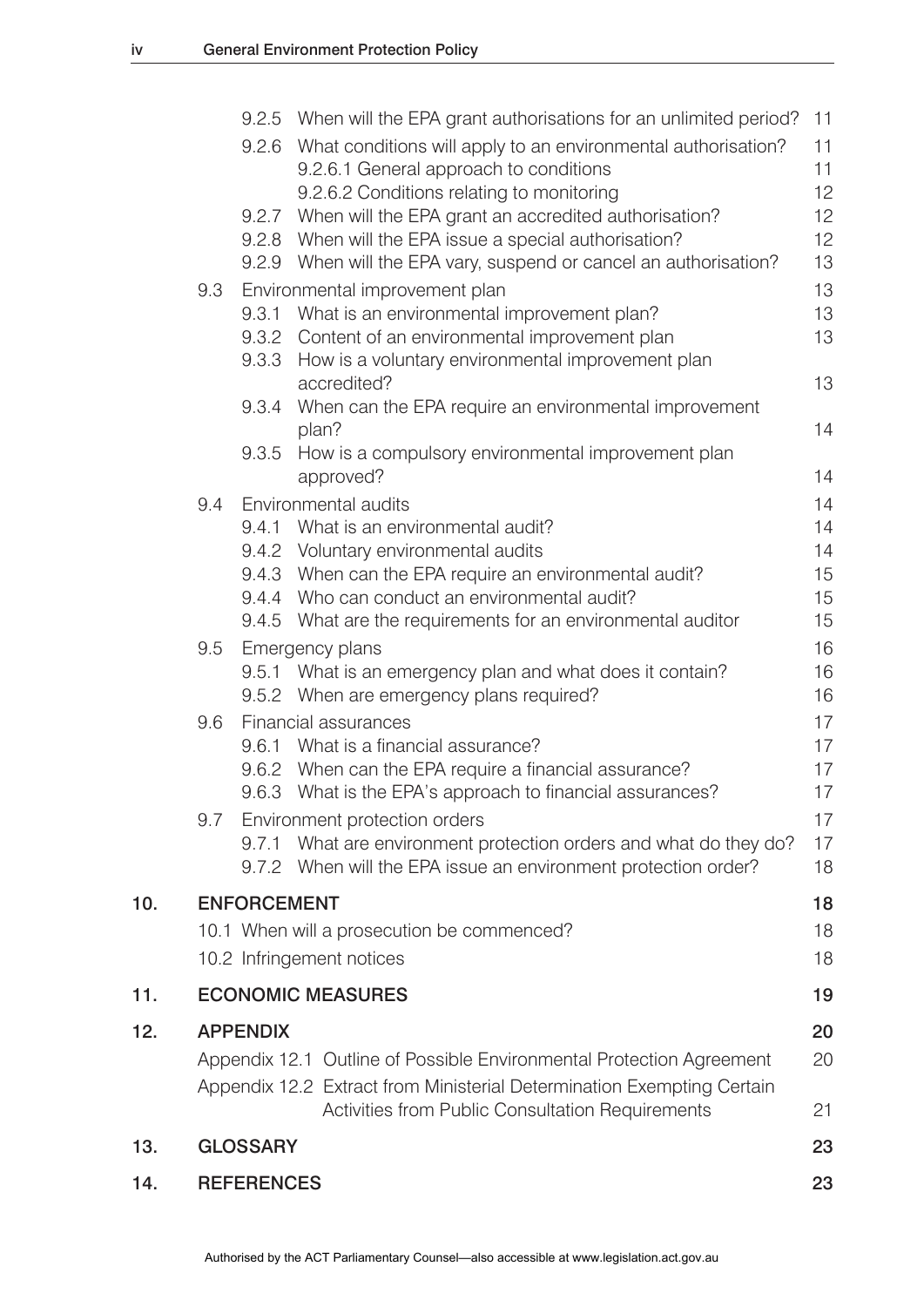| | | | |
|---|---|---|---|
| | 9.2.5 | When will the EPA grant authorisations for an unlimited period? | 11 |
| | 9.2.6 | What conditions will apply to an environmental authorisation? | 11 |
| | | 9.2.6.1 General approach to conditions | 11 |
| | | 9.2.6.2 Conditions relating to monitoring | 12 |
| | 9.2.7 | When will the EPA grant an accredited authorisation? | 12 |
| | 9.2.8 | When will the EPA issue a special authorisation? | 12 |
| | 9.2.9 | When will the EPA vary, suspend or cancel an authorisation? | 13 |
| 9.3 | | Environmental improvement plan | 13 |
| | 9.3.1 | What is an environmental improvement plan? | 13 |
| | 9.3.2 | Content of an environmental improvement plan | 13 |
| | 9.3.3 | How is a voluntary environmental improvement plan accredited? | 13 |
| | 9.3.4 | When can the EPA require an environmental improvement plan? | 14 |
| | 9.3.5 | How is a compulsory environmental improvement plan approved? | 14 |
| 9.4 | | Environmental audits | 14 |
| | 9.4.1 | What is an environmental audit? | 14 |
| | 9.4.2 | Voluntary environmental audits | 14 |
| | 9.4.3 | When can the EPA require an environmental audit? | 15 |
| | 9.4.4 | Who can conduct an environmental audit? | 15 |
| | 9.4.5 | What are the requirements for an environmental auditor | 15 |
| 9.5 | | Emergency plans | 16 |
| | 9.5.1 | What is an emergency plan and what does it contain? | 16 |
| | 9.5.2 | When are emergency plans required? | 16 |
| 9.6 | | Financial assurances | 17 |
| | 9.6.1 | What is a financial assurance? | 17 |
| | 9.6.2 | When can the EPA require a financial assurance? | 17 |
| | 9.6.3 | What is the EPA's approach to financial assurances? | 17 |
| 9.7 | | Environment protection orders | 17 |
| | 9.7.1 | What are environment protection orders and what do they do? | 17 |
| | 9.7.2 | When will the EPA issue an environment protection order? | 18 |

| | | |
|---|---|---|
| **10.** | **ENFORCEMENT** | **18** |
| | 10.1 When will a prosecution be commenced? | 18 |
| | 10.2 Infringement notices | 18 |
| **11.** | **ECONOMIC MEASURES** | **19** |
| **12.** | **APPENDIX** | **20** |
| | Appendix 12.1 Outline of Possible Environmental Protection Agreement | 20 |
| | Appendix 12.2 Extract from Ministerial Determination Exempting Certain Activities from Public Consultation Requirements | 21 |
| **13.** | **GLOSSARY** | **23** |
| **14.** | **REFERENCES** | **23** |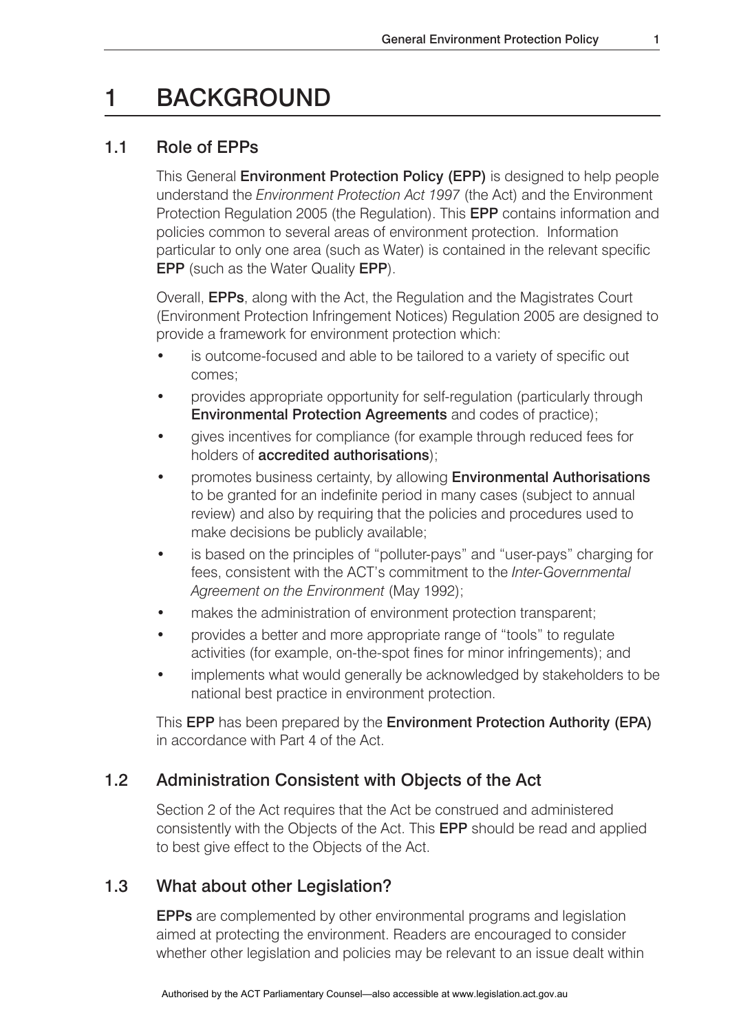# 1 BACKGROUND

## 1.1 Role of EPPs

This General **Environment Protection Policy (EPP)** is designed to help people understand the *Environment Protection Act 1997* (the Act) and the Environment Protection Regulation 2005 (the Regulation). This **EPP** contains information and policies common to several areas of environment protection. Information particular to only one area (such as Water) is contained in the relevant specific **EPP** (such as the Water Quality **EPP**).

Overall, **EPPs**, along with the Act, the Regulation and the Magistrates Court (Environment Protection Infringement Notices) Regulation 2005 are designed to provide a framework for environment protection which:

- is outcome-focused and able to be tailored to a variety of specific out comes;
- provides appropriate opportunity for self-regulation (particularly through **Environmental Protection Agreements** and codes of practice);
- gives incentives for compliance (for example through reduced fees for holders of **accredited authorisations**);
- promotes business certainty, by allowing **Environmental Authorisations** to be granted for an indefinite period in many cases (subject to annual review) and also by requiring that the policies and procedures used to make decisions be publicly available;
- is based on the principles of "polluter-pays" and "user-pays" charging for fees, consistent with the ACT's commitment to the *Inter-Governmental Agreement on the Environment* (May 1992);
- makes the administration of environment protection transparent;
- provides a better and more appropriate range of "tools" to regulate activities (for example, on-the-spot fines for minor infringements); and
- implements what would generally be acknowledged by stakeholders to be national best practice in environment protection.

This **EPP** has been prepared by the **Environment Protection Authority (EPA)** in accordance with Part 4 of the Act.

## 1.2 Administration Consistent with Objects of the Act

Section 2 of the Act requires that the Act be construed and administered consistently with the Objects of the Act. This **EPP** should be read and applied to best give effect to the Objects of the Act.

## 1.3 What about other Legislation?

**EPPs** are complemented by other environmental programs and legislation aimed at protecting the environment. Readers are encouraged to consider whether other legislation and policies may be relevant to an issue dealt within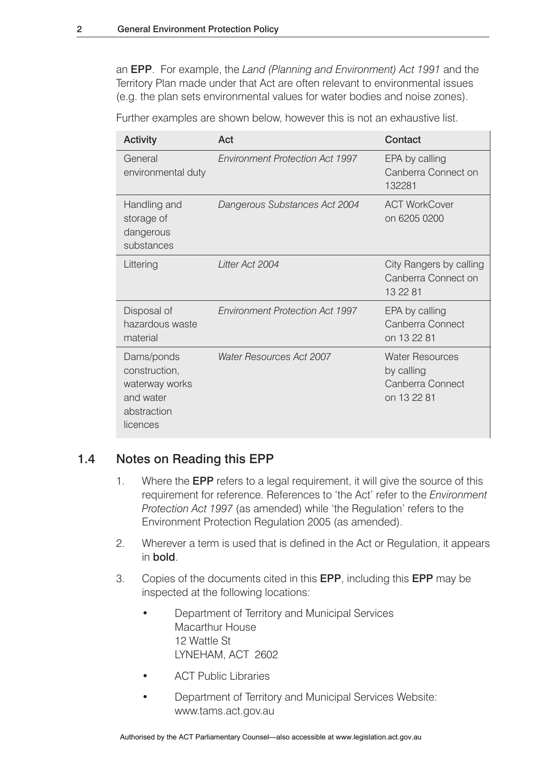an **EPP**. For example, the *Land (Planning and Environment) Act 1991* and the Territory Plan made under that Act are often relevant to environmental issues (e.g. the plan sets environmental values for water bodies and noise zones).

Further examples are shown below, however this is not an exhaustive list.

| Activity | Act | Contact |
|---|---|---|
| General environmental duty | *Environment Protection Act 1997* | EPA by calling Canberra Connect on 132281 |
| Handling and storage of dangerous substances | *Dangerous Substances Act 2004* | ACT WorkCover on 6205 0200 |
| Littering | *Litter Act 2004* | City Rangers by calling Canberra Connect on 13 22 81 |
| Disposal of hazardous waste material | *Environment Protection Act 1997* | EPA by calling Canberra Connect on 13 22 81 |
| Dams/ponds construction, waterway works and water abstraction licences | *Water Resources Act 2007* | Water Resources by calling Canberra Connect on 13 22 81 |

## 1.4 Notes on Reading this EPP

1. Where the **EPP** refers to a legal requirement, it will give the source of this requirement for reference. References to 'the Act' refer to the *Environment Protection Act 1997* (as amended) while 'the Regulation' refers to the Environment Protection Regulation 2005 (as amended).
2. Wherever a term is used that is defined in the Act or Regulation, it appears in **bold**.
3. Copies of the documents cited in this **EPP**, including this **EPP** may be inspected at the following locations:
   - Department of Territory and Municipal Services
     Macarthur House
     12 Wattle St
     LYNEHAM, ACT 2602
   - ACT Public Libraries
   - Department of Territory and Municipal Services Website: www.tams.act.gov.au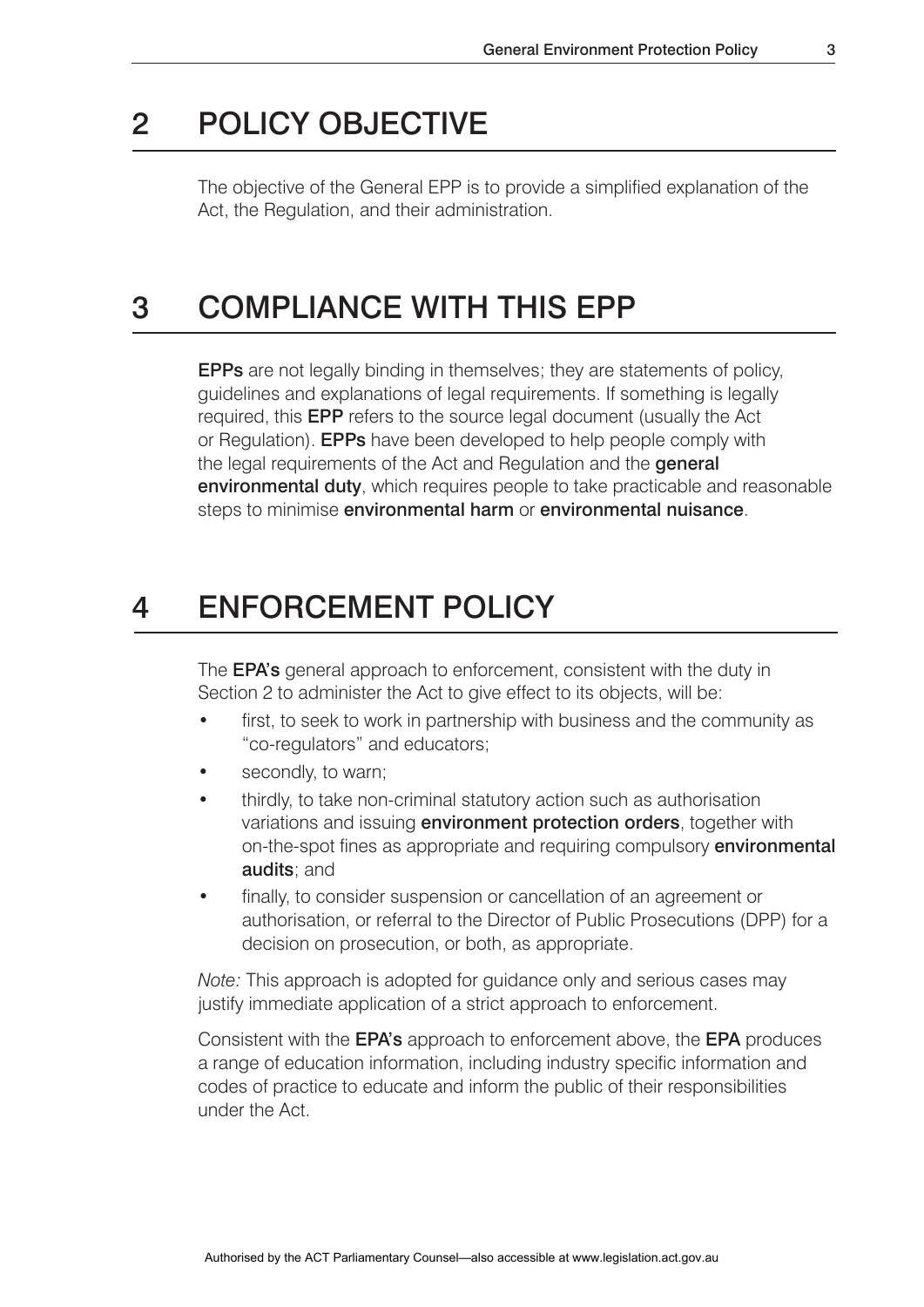## 2 POLICY OBJECTIVE

The objective of the General EPP is to provide a simplified explanation of the Act, the Regulation, and their administration.

## 3 COMPLIANCE WITH THIS EPP

**EPPs** are not legally binding in themselves; they are statements of policy, guidelines and explanations of legal requirements. If something is legally required, this **EPP** refers to the source legal document (usually the Act or Regulation). **EPPs** have been developed to help people comply with the legal requirements of the Act and Regulation and the **general environmental duty**, which requires people to take practicable and reasonable steps to minimise **environmental harm** or **environmental nuisance**.

## 4 ENFORCEMENT POLICY

The **EPA's** general approach to enforcement, consistent with the duty in Section 2 to administer the Act to give effect to its objects, will be:

- first, to seek to work in partnership with business and the community as "co-regulators" and educators;
- secondly, to warn;
- thirdly, to take non-criminal statutory action such as authorisation variations and issuing **environment protection orders**, together with on-the-spot fines as appropriate and requiring compulsory **environmental audits**; and
- finally, to consider suspension or cancellation of an agreement or authorisation, or referral to the Director of Public Prosecutions (DPP) for a decision on prosecution, or both, as appropriate.

*Note:* This approach is adopted for guidance only and serious cases may justify immediate application of a strict approach to enforcement.

Consistent with the **EPA's** approach to enforcement above, the **EPA** produces a range of education information, including industry specific information and codes of practice to educate and inform the public of their responsibilities under the Act.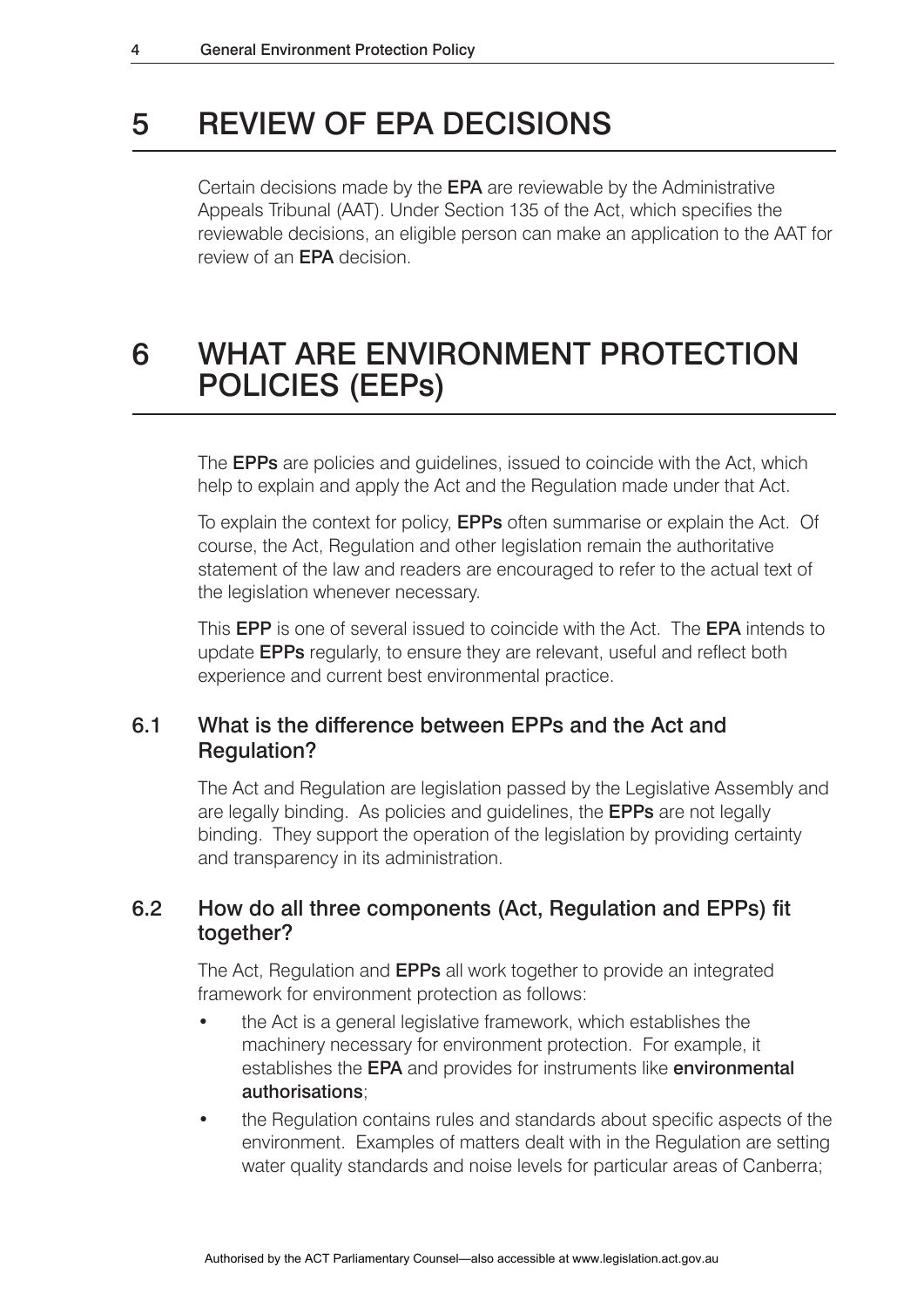# 5 REVIEW OF EPA DECISIONS

Certain decisions made by the **EPA** are reviewable by the Administrative Appeals Tribunal (AAT). Under Section 135 of the Act, which specifies the reviewable decisions, an eligible person can make an application to the AAT for review of an **EPA** decision.

# 6 WHAT ARE ENVIRONMENT PROTECTION POLICIES (EEPs)

The **EPPs** are policies and guidelines, issued to coincide with the Act, which help to explain and apply the Act and the Regulation made under that Act.

To explain the context for policy, **EPPs** often summarise or explain the Act. Of course, the Act, Regulation and other legislation remain the authoritative statement of the law and readers are encouraged to refer to the actual text of the legislation whenever necessary.

This **EPP** is one of several issued to coincide with the Act. The **EPA** intends to update **EPPs** regularly, to ensure they are relevant, useful and reflect both experience and current best environmental practice.

## 6.1 What is the difference between EPPs and the Act and Regulation?

The Act and Regulation are legislation passed by the Legislative Assembly and are legally binding. As policies and guidelines, the **EPPs** are not legally binding. They support the operation of the legislation by providing certainty and transparency in its administration.

## 6.2 How do all three components (Act, Regulation and EPPs) fit together?

The Act, Regulation and **EPPs** all work together to provide an integrated framework for environment protection as follows:

- the Act is a general legislative framework, which establishes the machinery necessary for environment protection. For example, it establishes the **EPA** and provides for instruments like **environmental authorisations**;
- the Regulation contains rules and standards about specific aspects of the environment. Examples of matters dealt with in the Regulation are setting water quality standards and noise levels for particular areas of Canberra;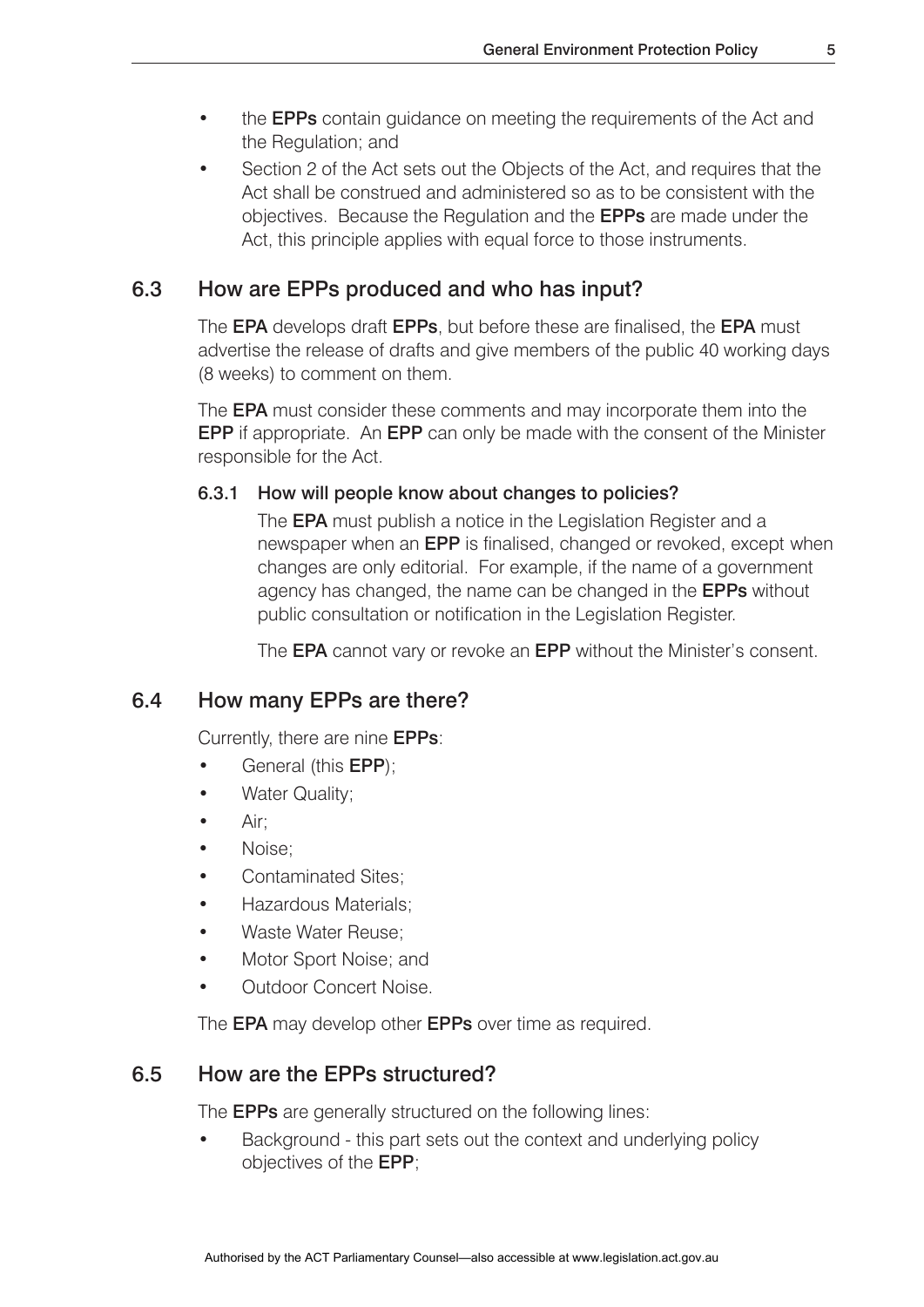- the **EPPs** contain guidance on meeting the requirements of the Act and the Regulation; and
- Section 2 of the Act sets out the Objects of the Act, and requires that the Act shall be construed and administered so as to be consistent with the objectives. Because the Regulation and the **EPPs** are made under the Act, this principle applies with equal force to those instruments.

## 6.3 How are EPPs produced and who has input?

The **EPA** develops draft **EPPs**, but before these are finalised, the **EPA** must advertise the release of drafts and give members of the public 40 working days (8 weeks) to comment on them.

The **EPA** must consider these comments and may incorporate them into the **EPP** if appropriate. An **EPP** can only be made with the consent of the Minister responsible for the Act.

### 6.3.1 How will people know about changes to policies?

The **EPA** must publish a notice in the Legislation Register and a newspaper when an **EPP** is finalised, changed or revoked, except when changes are only editorial. For example, if the name of a government agency has changed, the name can be changed in the **EPPs** without public consultation or notification in the Legislation Register.

The **EPA** cannot vary or revoke an **EPP** without the Minister's consent.

## 6.4 How many EPPs are there?

Currently, there are nine **EPPs**:

- General (this **EPP**);
- Water Quality;
- Air;
- Noise;
- Contaminated Sites;
- Hazardous Materials;
- Waste Water Reuse;
- Motor Sport Noise; and
- Outdoor Concert Noise.

The **EPA** may develop other **EPPs** over time as required.

## 6.5 How are the EPPs structured?

The **EPPs** are generally structured on the following lines:

- Background - this part sets out the context and underlying policy objectives of the **EPP**;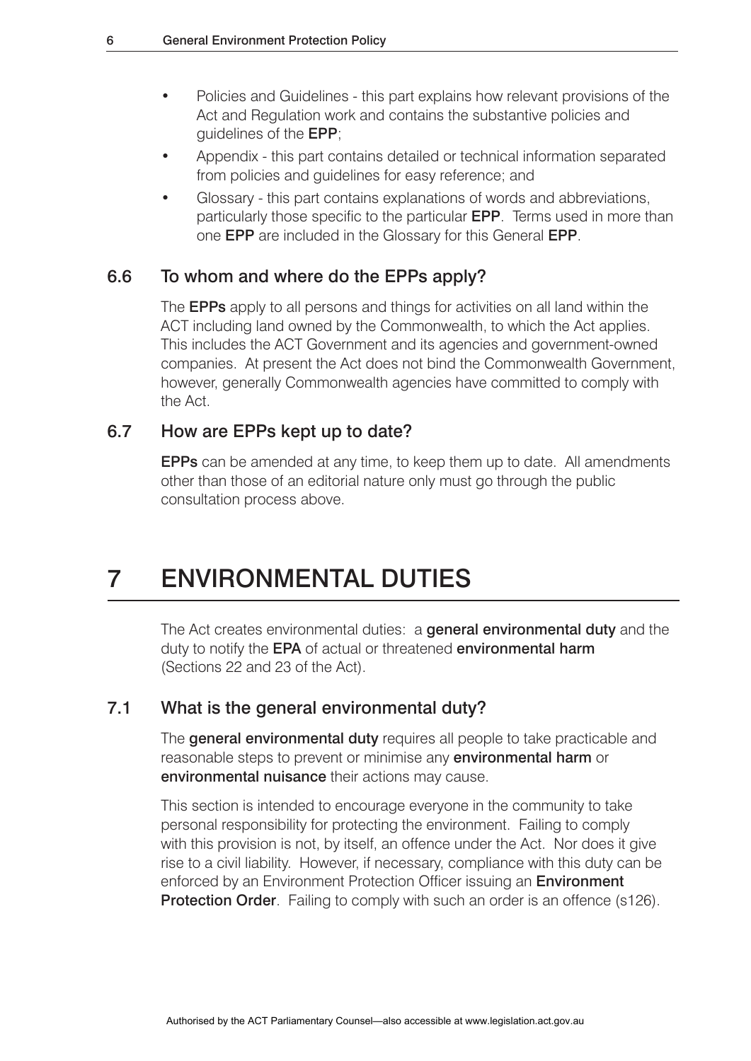- Policies and Guidelines - this part explains how relevant provisions of the Act and Regulation work and contains the substantive policies and guidelines of the **EPP**;
- Appendix - this part contains detailed or technical information separated from policies and guidelines for easy reference; and
- Glossary - this part contains explanations of words and abbreviations, particularly those specific to the particular **EPP**. Terms used in more than one **EPP** are included in the Glossary for this General **EPP**.

### 6.6 To whom and where do the EPPs apply?

The **EPPs** apply to all persons and things for activities on all land within the ACT including land owned by the Commonwealth, to which the Act applies. This includes the ACT Government and its agencies and government-owned companies. At present the Act does not bind the Commonwealth Government, however, generally Commonwealth agencies have committed to comply with the Act.

### 6.7 How are EPPs kept up to date?

**EPPs** can be amended at any time, to keep them up to date. All amendments other than those of an editorial nature only must go through the public consultation process above.

## 7 ENVIRONMENTAL DUTIES

The Act creates environmental duties: a **general environmental duty** and the duty to notify the **EPA** of actual or threatened **environmental harm** (Sections 22 and 23 of the Act).

### 7.1 What is the general environmental duty?

The **general environmental duty** requires all people to take practicable and reasonable steps to prevent or minimise any **environmental harm** or **environmental nuisance** their actions may cause.

This section is intended to encourage everyone in the community to take personal responsibility for protecting the environment. Failing to comply with this provision is not, by itself, an offence under the Act. Nor does it give rise to a civil liability. However, if necessary, compliance with this duty can be enforced by an Environment Protection Officer issuing an **Environment Protection Order**. Failing to comply with such an order is an offence (s126).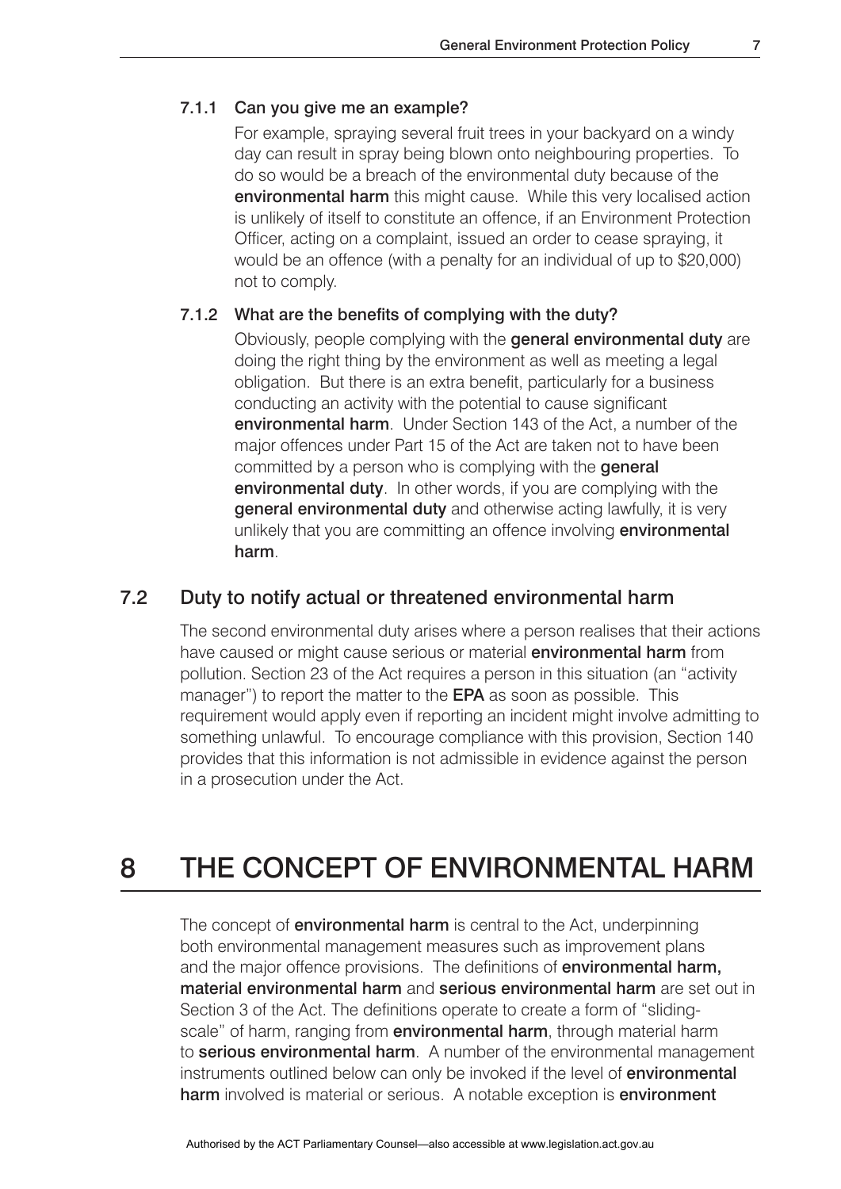#### 7.1.1 Can you give me an example?

For example, spraying several fruit trees in your backyard on a windy day can result in spray being blown onto neighbouring properties. To do so would be a breach of the environmental duty because of the **environmental harm** this might cause. While this very localised action is unlikely of itself to constitute an offence, if an Environment Protection Officer, acting on a complaint, issued an order to cease spraying, it would be an offence (with a penalty for an individual of up to $20,000) not to comply.

#### 7.1.2 What are the benefits of complying with the duty?

Obviously, people complying with the **general environmental duty** are doing the right thing by the environment as well as meeting a legal obligation. But there is an extra benefit, particularly for a business conducting an activity with the potential to cause significant **environmental harm**. Under Section 143 of the Act, a number of the major offences under Part 15 of the Act are taken not to have been committed by a person who is complying with the **general environmental duty**. In other words, if you are complying with the **general environmental duty** and otherwise acting lawfully, it is very unlikely that you are committing an offence involving **environmental harm**.

### 7.2 Duty to notify actual or threatened environmental harm

The second environmental duty arises where a person realises that their actions have caused or might cause serious or material **environmental harm** from pollution. Section 23 of the Act requires a person in this situation (an "activity manager") to report the matter to the **EPA** as soon as possible. This requirement would apply even if reporting an incident might involve admitting to something unlawful. To encourage compliance with this provision, Section 140 provides that this information is not admissible in evidence against the person in a prosecution under the Act.

## 8 THE CONCEPT OF ENVIRONMENTAL HARM

The concept of **environmental harm** is central to the Act, underpinning both environmental management measures such as improvement plans and the major offence provisions. The definitions of **environmental harm, material environmental harm** and **serious environmental harm** are set out in Section 3 of the Act. The definitions operate to create a form of "sliding-scale" of harm, ranging from **environmental harm**, through material harm to **serious environmental harm**. A number of the environmental management instruments outlined below can only be invoked if the level of **environmental harm** involved is material or serious. A notable exception is **environment**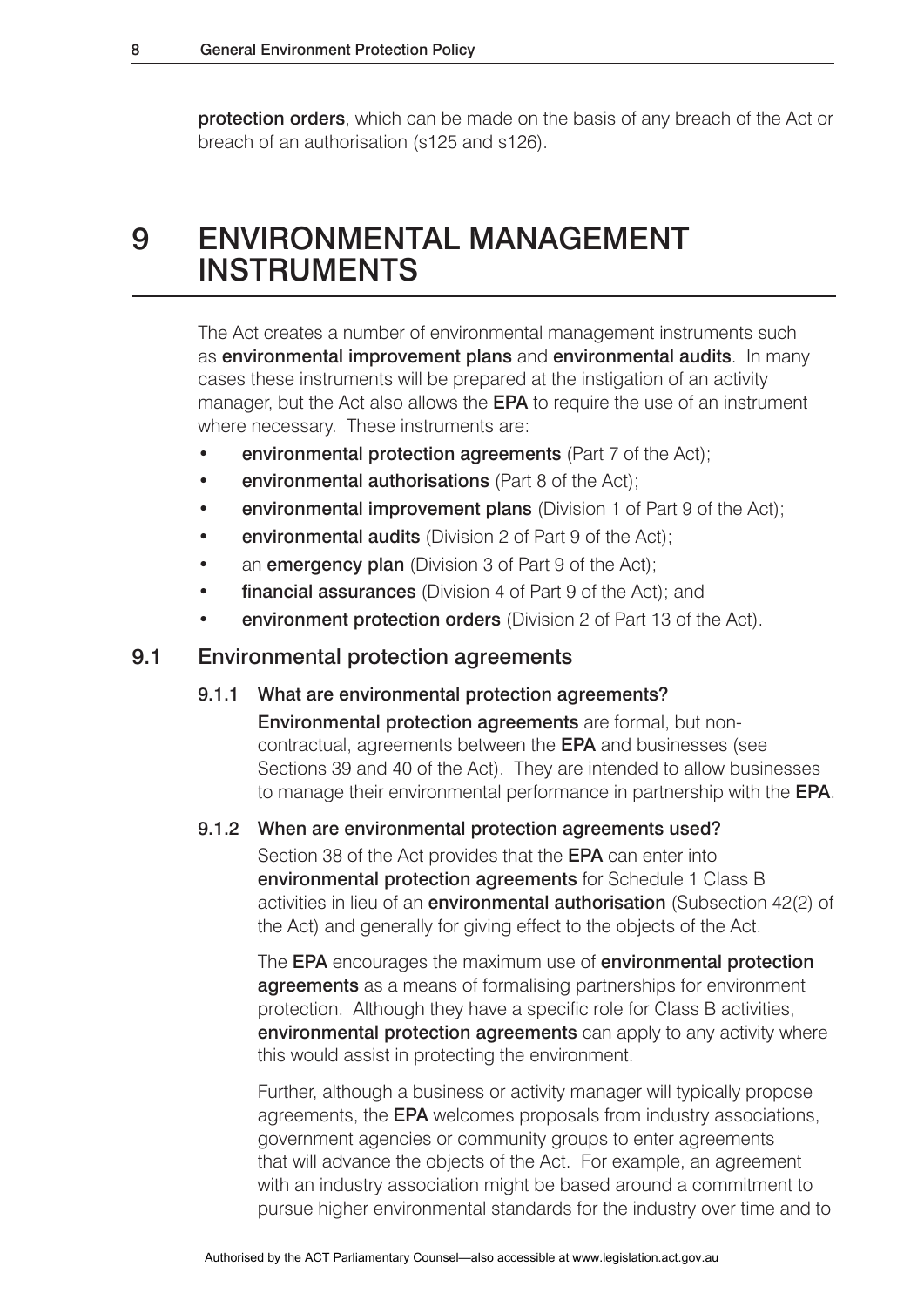**protection orders**, which can be made on the basis of any breach of the Act or breach of an authorisation (s125 and s126).

# 9 ENVIRONMENTAL MANAGEMENT INSTRUMENTS

The Act creates a number of environmental management instruments such as **environmental improvement plans** and **environmental audits**. In many cases these instruments will be prepared at the instigation of an activity manager, but the Act also allows the **EPA** to require the use of an instrument where necessary. These instruments are:

- **environmental protection agreements** (Part 7 of the Act);
- **environmental authorisations** (Part 8 of the Act);
- **environmental improvement plans** (Division 1 of Part 9 of the Act);
- **environmental audits** (Division 2 of Part 9 of the Act);
- an **emergency plan** (Division 3 of Part 9 of the Act);
- **financial assurances** (Division 4 of Part 9 of the Act); and
- **environment protection orders** (Division 2 of Part 13 of the Act).

## 9.1 Environmental protection agreements

### 9.1.1 What are environmental protection agreements?

**Environmental protection agreements** are formal, but non-contractual, agreements between the **EPA** and businesses (see Sections 39 and 40 of the Act). They are intended to allow businesses to manage their environmental performance in partnership with the **EPA**.

### 9.1.2 When are environmental protection agreements used?

Section 38 of the Act provides that the **EPA** can enter into **environmental protection agreements** for Schedule 1 Class B activities in lieu of an **environmental authorisation** (Subsection 42(2) of the Act) and generally for giving effect to the objects of the Act.

The **EPA** encourages the maximum use of **environmental protection agreements** as a means of formalising partnerships for environment protection. Although they have a specific role for Class B activities, **environmental protection agreements** can apply to any activity where this would assist in protecting the environment.

Further, although a business or activity manager will typically propose agreements, the **EPA** welcomes proposals from industry associations, government agencies or community groups to enter agreements that will advance the objects of the Act. For example, an agreement with an industry association might be based around a commitment to pursue higher environmental standards for the industry over time and to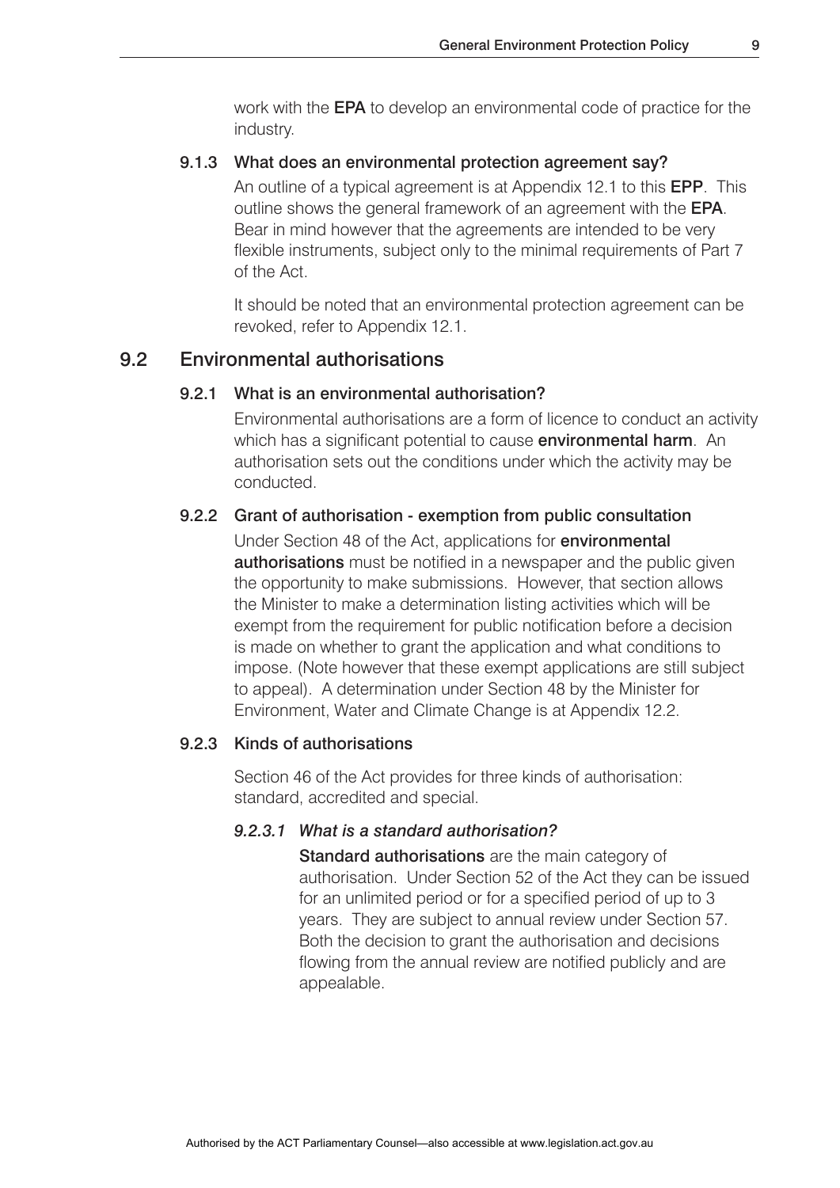work with the **EPA** to develop an environmental code of practice for the industry.

#### 9.1.3 What does an environmental protection agreement say?

An outline of a typical agreement is at Appendix 12.1 to this **EPP**. This outline shows the general framework of an agreement with the **EPA**. Bear in mind however that the agreements are intended to be very flexible instruments, subject only to the minimal requirements of Part 7 of the Act.

It should be noted that an environmental protection agreement can be revoked, refer to Appendix 12.1.

### 9.2 Environmental authorisations

#### 9.2.1 What is an environmental authorisation?

Environmental authorisations are a form of licence to conduct an activity which has a significant potential to cause **environmental harm**. An authorisation sets out the conditions under which the activity may be conducted.

#### 9.2.2 Grant of authorisation - exemption from public consultation

Under Section 48 of the Act, applications for **environmental authorisations** must be notified in a newspaper and the public given the opportunity to make submissions. However, that section allows the Minister to make a determination listing activities which will be exempt from the requirement for public notification before a decision is made on whether to grant the application and what conditions to impose. (Note however that these exempt applications are still subject to appeal). A determination under Section 48 by the Minister for Environment, Water and Climate Change is at Appendix 12.2.

#### 9.2.3 Kinds of authorisations

Section 46 of the Act provides for three kinds of authorisation: standard, accredited and special.

##### *9.2.3.1 What is a standard authorisation?*

**Standard authorisations** are the main category of authorisation. Under Section 52 of the Act they can be issued for an unlimited period or for a specified period of up to 3 years. They are subject to annual review under Section 57. Both the decision to grant the authorisation and decisions flowing from the annual review are notified publicly and are appealable.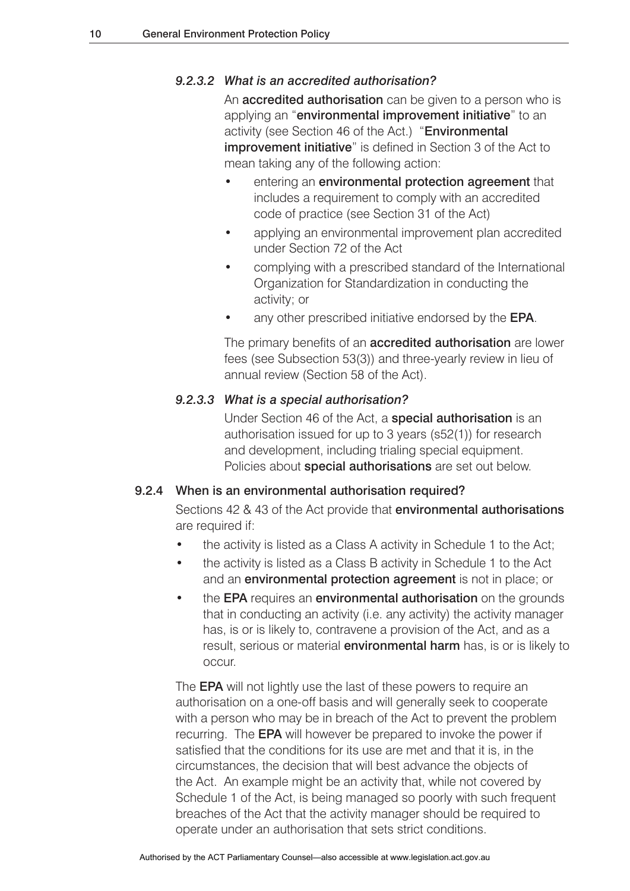#### *9.2.3.2 What is an accredited authorisation?*

An **accredited authorisation** can be given to a person who is applying an "**environmental improvement initiative**" to an activity (see Section 46 of the Act.) "**Environmental improvement initiative**" is defined in Section 3 of the Act to mean taking any of the following action:

- entering an **environmental protection agreement** that includes a requirement to comply with an accredited code of practice (see Section 31 of the Act)
- applying an environmental improvement plan accredited under Section 72 of the Act
- complying with a prescribed standard of the International Organization for Standardization in conducting the activity; or
- any other prescribed initiative endorsed by the **EPA**.

The primary benefits of an **accredited authorisation** are lower fees (see Subsection 53(3)) and three-yearly review in lieu of annual review (Section 58 of the Act).

#### *9.2.3.3 What is a special authorisation?*

Under Section 46 of the Act, a **special authorisation** is an authorisation issued for up to 3 years (s52(1)) for research and development, including trialing special equipment. Policies about **special authorisations** are set out below.

### 9.2.4 When is an environmental authorisation required?

Sections 42 & 43 of the Act provide that **environmental authorisations** are required if:

- the activity is listed as a Class A activity in Schedule 1 to the Act;
- the activity is listed as a Class B activity in Schedule 1 to the Act and an **environmental protection agreement** is not in place; or
- the **EPA** requires an **environmental authorisation** on the grounds that in conducting an activity (i.e. any activity) the activity manager has, is or is likely to, contravene a provision of the Act, and as a result, serious or material **environmental harm** has, is or is likely to occur.

The **EPA** will not lightly use the last of these powers to require an authorisation on a one-off basis and will generally seek to cooperate with a person who may be in breach of the Act to prevent the problem recurring. The **EPA** will however be prepared to invoke the power if satisfied that the conditions for its use are met and that it is, in the circumstances, the decision that will best advance the objects of the Act. An example might be an activity that, while not covered by Schedule 1 of the Act, is being managed so poorly with such frequent breaches of the Act that the activity manager should be required to operate under an authorisation that sets strict conditions.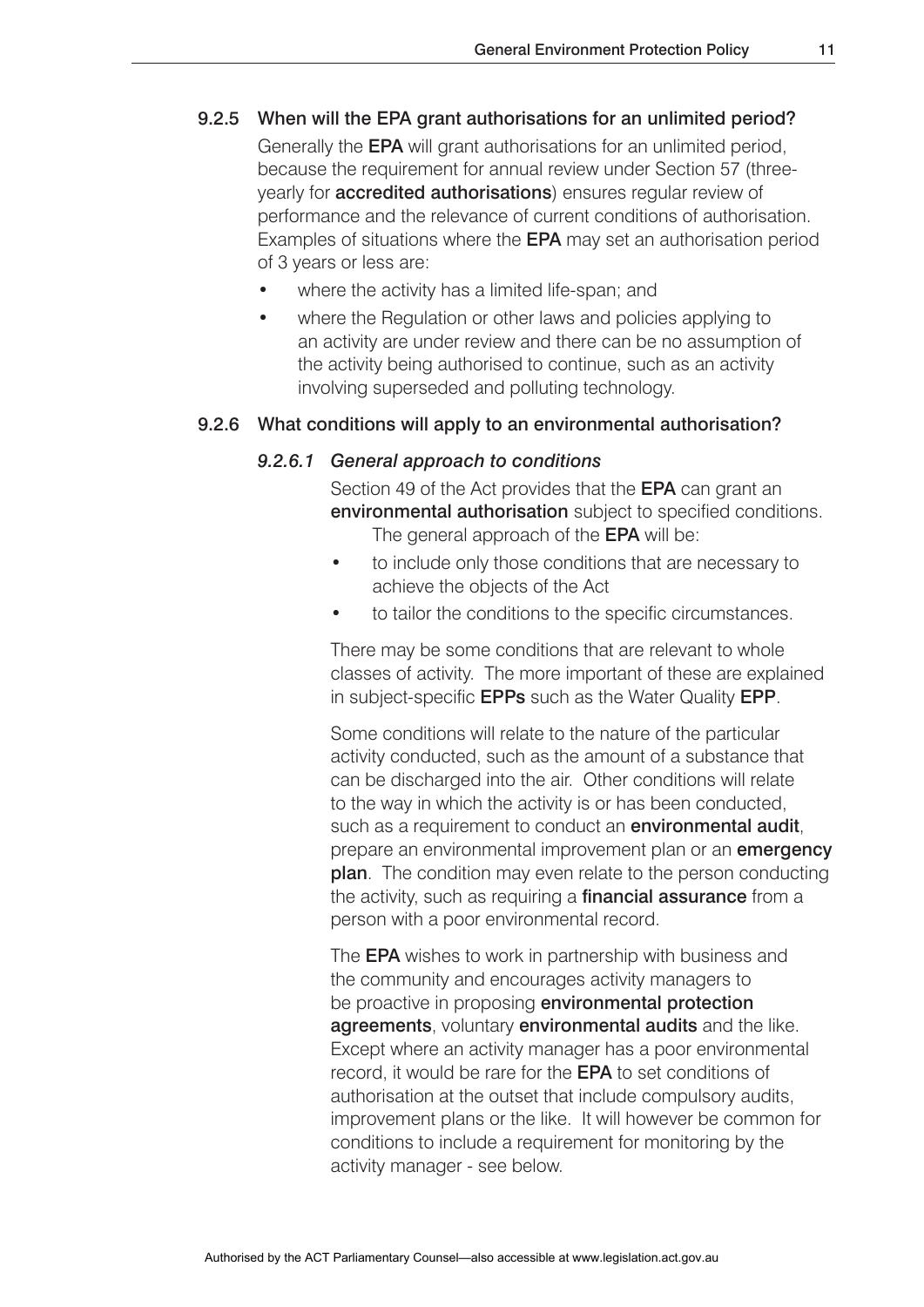### 9.2.5 When will the EPA grant authorisations for an unlimited period?

Generally the **EPA** will grant authorisations for an unlimited period, because the requirement for annual review under Section 57 (three-yearly for **accredited authorisations**) ensures regular review of performance and the relevance of current conditions of authorisation. Examples of situations where the **EPA** may set an authorisation period of 3 years or less are:

- where the activity has a limited life-span; and
- where the Regulation or other laws and policies applying to an activity are under review and there can be no assumption of the activity being authorised to continue, such as an activity involving superseded and polluting technology.

### 9.2.6 What conditions will apply to an environmental authorisation?

#### *9.2.6.1 General approach to conditions*

Section 49 of the Act provides that the **EPA** can grant an **environmental authorisation** subject to specified conditions. The general approach of the **EPA** will be:

- to include only those conditions that are necessary to achieve the objects of the Act
- to tailor the conditions to the specific circumstances.

There may be some conditions that are relevant to whole classes of activity. The more important of these are explained in subject-specific **EPPs** such as the Water Quality **EPP**.

Some conditions will relate to the nature of the particular activity conducted, such as the amount of a substance that can be discharged into the air. Other conditions will relate to the way in which the activity is or has been conducted, such as a requirement to conduct an **environmental audit**, prepare an environmental improvement plan or an **emergency plan**. The condition may even relate to the person conducting the activity, such as requiring a **financial assurance** from a person with a poor environmental record.

The **EPA** wishes to work in partnership with business and the community and encourages activity managers to be proactive in proposing **environmental protection agreements**, voluntary **environmental audits** and the like. Except where an activity manager has a poor environmental record, it would be rare for the **EPA** to set conditions of authorisation at the outset that include compulsory audits, improvement plans or the like. It will however be common for conditions to include a requirement for monitoring by the activity manager - see below.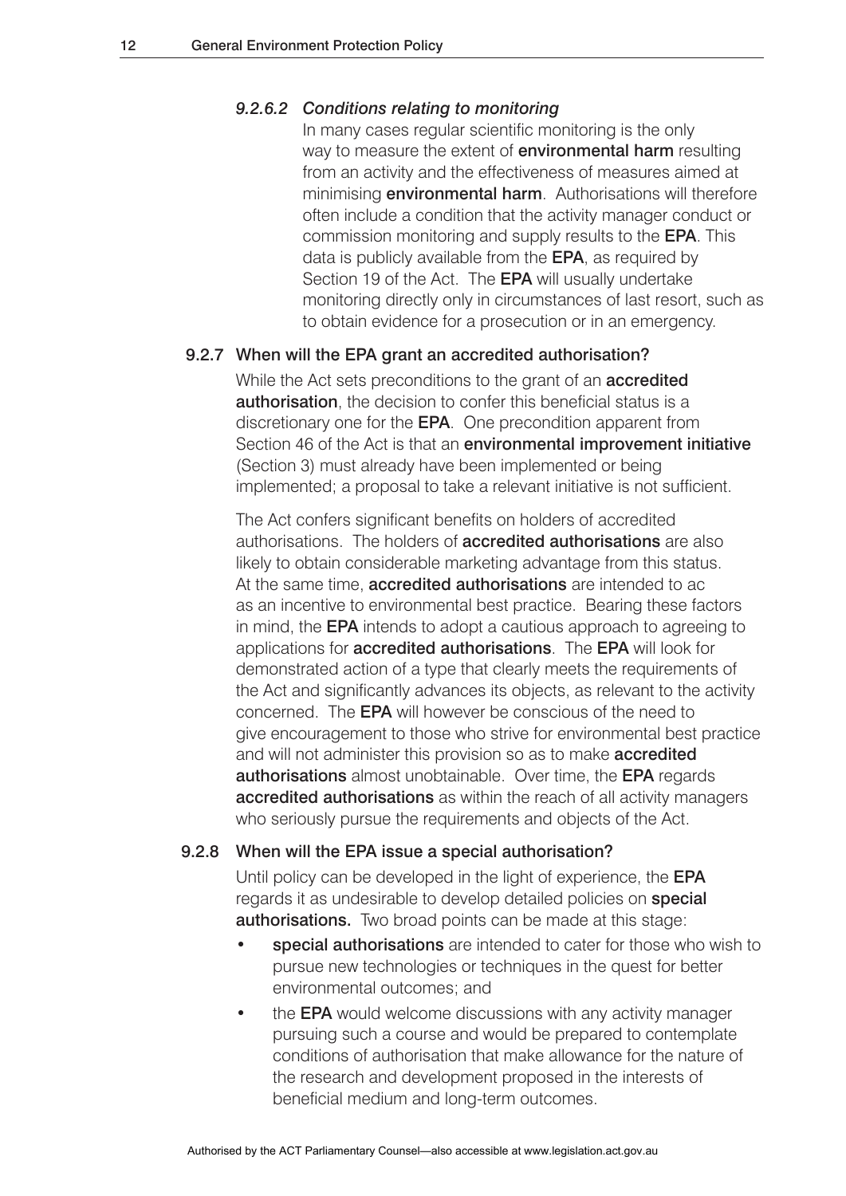#### *9.2.6.2 Conditions relating to monitoring*

In many cases regular scientific monitoring is the only way to measure the extent of **environmental harm** resulting from an activity and the effectiveness of measures aimed at minimising **environmental harm**. Authorisations will therefore often include a condition that the activity manager conduct or commission monitoring and supply results to the **EPA**. This data is publicly available from the **EPA**, as required by Section 19 of the Act. The **EPA** will usually undertake monitoring directly only in circumstances of last resort, such as to obtain evidence for a prosecution or in an emergency.

### 9.2.7 When will the EPA grant an accredited authorisation?

While the Act sets preconditions to the grant of an **accredited authorisation**, the decision to confer this beneficial status is a discretionary one for the **EPA**. One precondition apparent from Section 46 of the Act is that an **environmental improvement initiative** (Section 3) must already have been implemented or being implemented; a proposal to take a relevant initiative is not sufficient.

The Act confers significant benefits on holders of accredited authorisations. The holders of **accredited authorisations** are also likely to obtain considerable marketing advantage from this status. At the same time, **accredited authorisations** are intended to ac as an incentive to environmental best practice. Bearing these factors in mind, the **EPA** intends to adopt a cautious approach to agreeing to applications for **accredited authorisations**. The **EPA** will look for demonstrated action of a type that clearly meets the requirements of the Act and significantly advances its objects, as relevant to the activity concerned. The **EPA** will however be conscious of the need to give encouragement to those who strive for environmental best practice and will not administer this provision so as to make **accredited authorisations** almost unobtainable. Over time, the **EPA** regards **accredited authorisations** as within the reach of all activity managers who seriously pursue the requirements and objects of the Act.

### 9.2.8 When will the EPA issue a special authorisation?

Until policy can be developed in the light of experience, the **EPA** regards it as undesirable to develop detailed policies on **special authorisations.** Two broad points can be made at this stage:

- **special authorisations** are intended to cater for those who wish to pursue new technologies or techniques in the quest for better environmental outcomes; and
- the **EPA** would welcome discussions with any activity manager pursuing such a course and would be prepared to contemplate conditions of authorisation that make allowance for the nature of the research and development proposed in the interests of beneficial medium and long-term outcomes.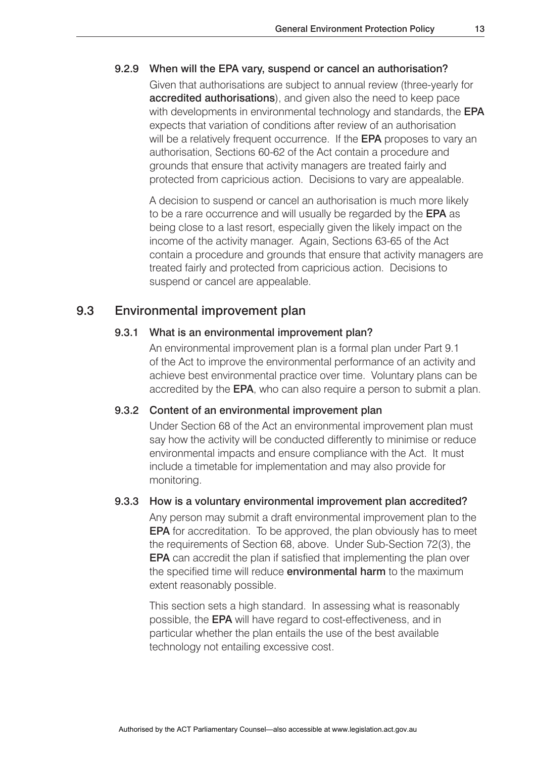### 9.2.9 When will the EPA vary, suspend or cancel an authorisation?

Given that authorisations are subject to annual review (three-yearly for **accredited authorisations**), and given also the need to keep pace with developments in environmental technology and standards, the **EPA** expects that variation of conditions after review of an authorisation will be a relatively frequent occurrence. If the **EPA** proposes to vary an authorisation, Sections 60-62 of the Act contain a procedure and grounds that ensure that activity managers are treated fairly and protected from capricious action. Decisions to vary are appealable.

A decision to suspend or cancel an authorisation is much more likely to be a rare occurrence and will usually be regarded by the **EPA** as being close to a last resort, especially given the likely impact on the income of the activity manager. Again, Sections 63-65 of the Act contain a procedure and grounds that ensure that activity managers are treated fairly and protected from capricious action. Decisions to suspend or cancel are appealable.

## 9.3 Environmental improvement plan

### 9.3.1 What is an environmental improvement plan?

An environmental improvement plan is a formal plan under Part 9.1 of the Act to improve the environmental performance of an activity and achieve best environmental practice over time. Voluntary plans can be accredited by the **EPA**, who can also require a person to submit a plan.

### 9.3.2 Content of an environmental improvement plan

Under Section 68 of the Act an environmental improvement plan must say how the activity will be conducted differently to minimise or reduce environmental impacts and ensure compliance with the Act. It must include a timetable for implementation and may also provide for monitoring.

### 9.3.3 How is a voluntary environmental improvement plan accredited?

Any person may submit a draft environmental improvement plan to the **EPA** for accreditation. To be approved, the plan obviously has to meet the requirements of Section 68, above. Under Sub-Section 72(3), the **EPA** can accredit the plan if satisfied that implementing the plan over the specified time will reduce **environmental harm** to the maximum extent reasonably possible.

This section sets a high standard. In assessing what is reasonably possible, the **EPA** will have regard to cost-effectiveness, and in particular whether the plan entails the use of the best available technology not entailing excessive cost.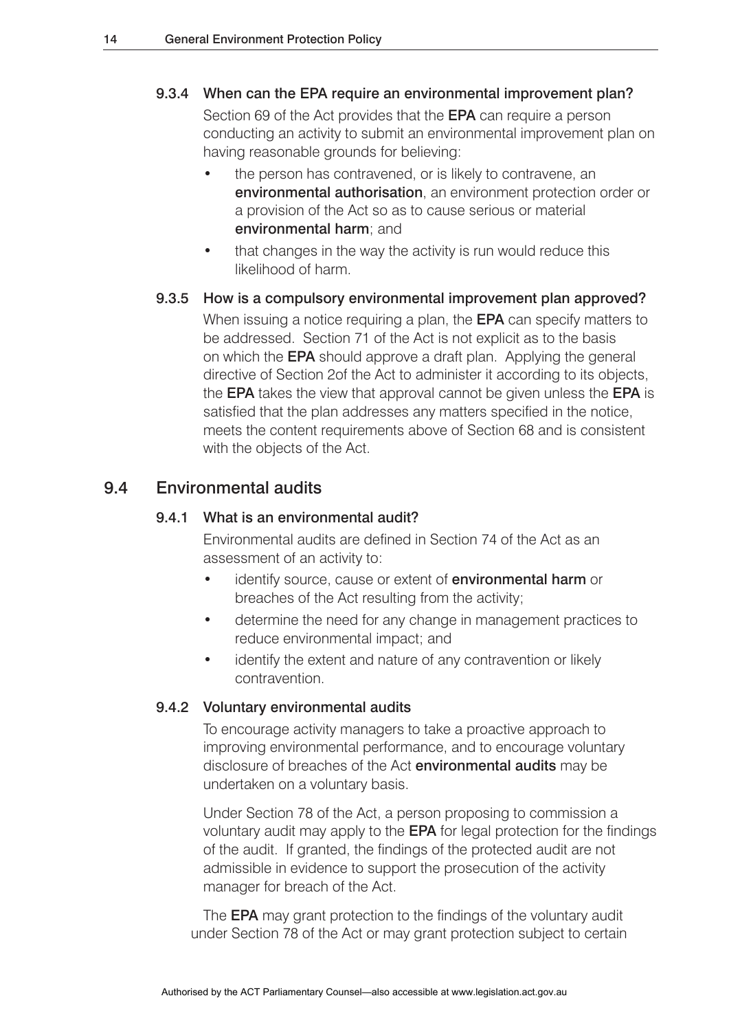#### 9.3.4 When can the EPA require an environmental improvement plan?

Section 69 of the Act provides that the **EPA** can require a person conducting an activity to submit an environmental improvement plan on having reasonable grounds for believing:

- the person has contravened, or is likely to contravene, an **environmental authorisation**, an environment protection order or a provision of the Act so as to cause serious or material **environmental harm**; and
- that changes in the way the activity is run would reduce this likelihood of harm.

#### 9.3.5 How is a compulsory environmental improvement plan approved?

When issuing a notice requiring a plan, the **EPA** can specify matters to be addressed. Section 71 of the Act is not explicit as to the basis on which the **EPA** should approve a draft plan. Applying the general directive of Section 2of the Act to administer it according to its objects, the **EPA** takes the view that approval cannot be given unless the **EPA** is satisfied that the plan addresses any matters specified in the notice, meets the content requirements above of Section 68 and is consistent with the objects of the Act.

### 9.4 Environmental audits

#### 9.4.1 What is an environmental audit?

Environmental audits are defined in Section 74 of the Act as an assessment of an activity to:

- identify source, cause or extent of **environmental harm** or breaches of the Act resulting from the activity;
- determine the need for any change in management practices to reduce environmental impact; and
- identify the extent and nature of any contravention or likely contravention.

#### 9.4.2 Voluntary environmental audits

To encourage activity managers to take a proactive approach to improving environmental performance, and to encourage voluntary disclosure of breaches of the Act **environmental audits** may be undertaken on a voluntary basis.

Under Section 78 of the Act, a person proposing to commission a voluntary audit may apply to the **EPA** for legal protection for the findings of the audit. If granted, the findings of the protected audit are not admissible in evidence to support the prosecution of the activity manager for breach of the Act.

The **EPA** may grant protection to the findings of the voluntary audit under Section 78 of the Act or may grant protection subject to certain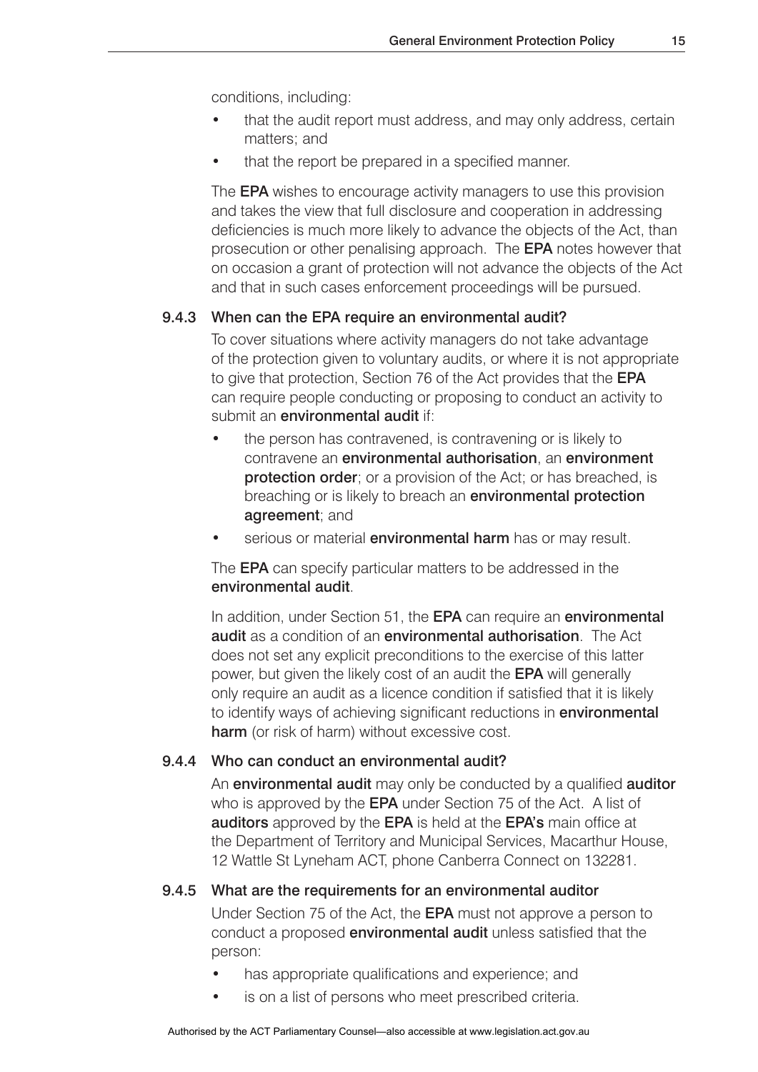conditions, including:

- that the audit report must address, and may only address, certain matters; and
- that the report be prepared in a specified manner.

The **EPA** wishes to encourage activity managers to use this provision and takes the view that full disclosure and cooperation in addressing deficiencies is much more likely to advance the objects of the Act, than prosecution or other penalising approach. The **EPA** notes however that on occasion a grant of protection will not advance the objects of the Act and that in such cases enforcement proceedings will be pursued.

### 9.4.3 When can the EPA require an environmental audit?

To cover situations where activity managers do not take advantage of the protection given to voluntary audits, or where it is not appropriate to give that protection, Section 76 of the Act provides that the **EPA** can require people conducting or proposing to conduct an activity to submit an **environmental audit** if:

- the person has contravened, is contravening or is likely to contravene an **environmental authorisation**, an **environment protection order**; or a provision of the Act; or has breached, is breaching or is likely to breach an **environmental protection agreement**; and
- serious or material **environmental harm** has or may result.

The **EPA** can specify particular matters to be addressed in the **environmental audit**.

In addition, under Section 51, the **EPA** can require an **environmental audit** as a condition of an **environmental authorisation**. The Act does not set any explicit preconditions to the exercise of this latter power, but given the likely cost of an audit the **EPA** will generally only require an audit as a licence condition if satisfied that it is likely to identify ways of achieving significant reductions in **environmental harm** (or risk of harm) without excessive cost.

### 9.4.4 Who can conduct an environmental audit?

An **environmental audit** may only be conducted by a qualified **auditor** who is approved by the **EPA** under Section 75 of the Act. A list of **auditors** approved by the **EPA** is held at the **EPA's** main office at the Department of Territory and Municipal Services, Macarthur House, 12 Wattle St Lyneham ACT, phone Canberra Connect on 132281.

### 9.4.5 What are the requirements for an environmental auditor

Under Section 75 of the Act, the **EPA** must not approve a person to conduct a proposed **environmental audit** unless satisfied that the person:

- has appropriate qualifications and experience; and
- is on a list of persons who meet prescribed criteria.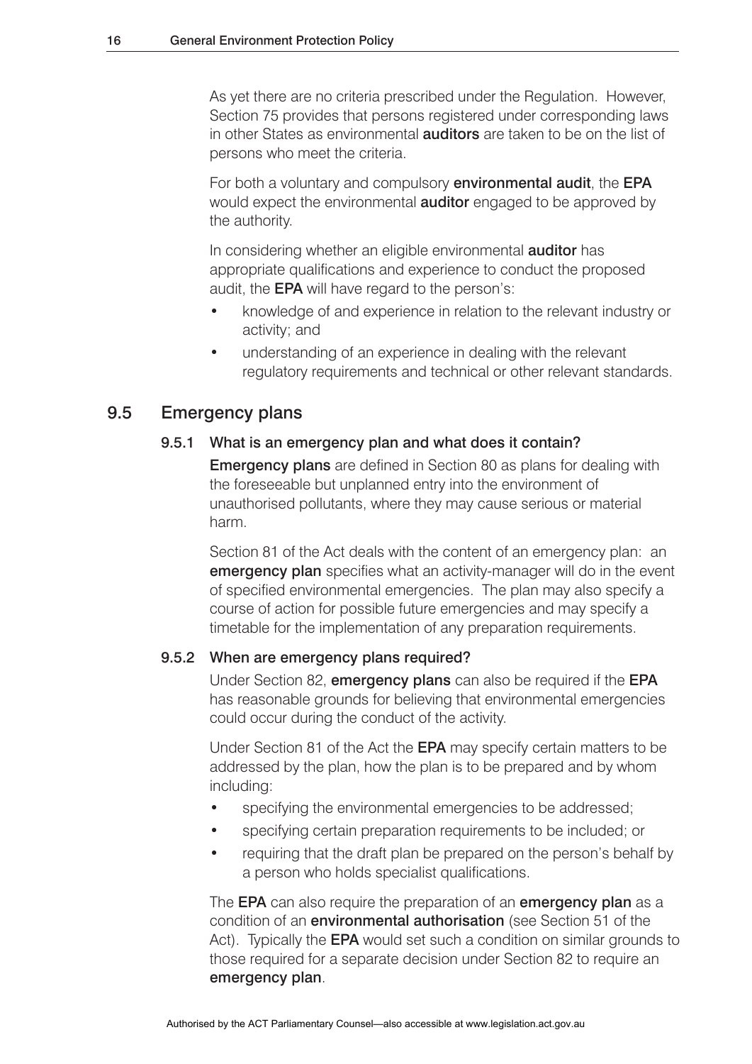As yet there are no criteria prescribed under the Regulation. However, Section 75 provides that persons registered under corresponding laws in other States as environmental **auditors** are taken to be on the list of persons who meet the criteria.

For both a voluntary and compulsory **environmental audit**, the **EPA** would expect the environmental **auditor** engaged to be approved by the authority.

In considering whether an eligible environmental **auditor** has appropriate qualifications and experience to conduct the proposed audit, the **EPA** will have regard to the person's:

- knowledge of and experience in relation to the relevant industry or activity; and
- understanding of an experience in dealing with the relevant regulatory requirements and technical or other relevant standards.

## 9.5 Emergency plans

### 9.5.1 What is an emergency plan and what does it contain?

**Emergency plans** are defined in Section 80 as plans for dealing with the foreseeable but unplanned entry into the environment of unauthorised pollutants, where they may cause serious or material harm.

Section 81 of the Act deals with the content of an emergency plan: an **emergency plan** specifies what an activity-manager will do in the event of specified environmental emergencies. The plan may also specify a course of action for possible future emergencies and may specify a timetable for the implementation of any preparation requirements.

### 9.5.2 When are emergency plans required?

Under Section 82, **emergency plans** can also be required if the **EPA** has reasonable grounds for believing that environmental emergencies could occur during the conduct of the activity.

Under Section 81 of the Act the **EPA** may specify certain matters to be addressed by the plan, how the plan is to be prepared and by whom including:

- specifying the environmental emergencies to be addressed;
- specifying certain preparation requirements to be included; or
- requiring that the draft plan be prepared on the person's behalf by a person who holds specialist qualifications.

The **EPA** can also require the preparation of an **emergency plan** as a condition of an **environmental authorisation** (see Section 51 of the Act). Typically the **EPA** would set such a condition on similar grounds to those required for a separate decision under Section 82 to require an **emergency plan**.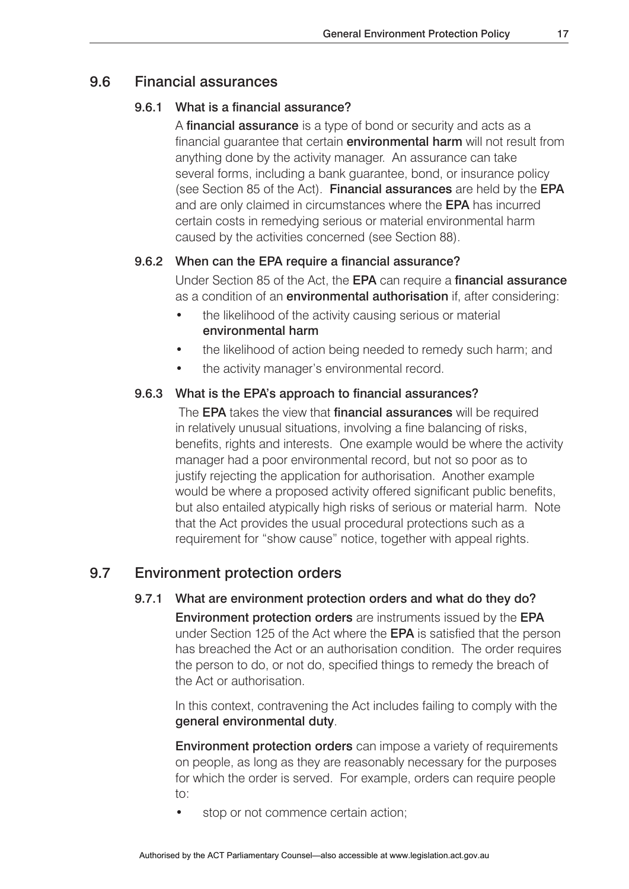## 9.6 Financial assurances

### 9.6.1 What is a financial assurance?

A **financial assurance** is a type of bond or security and acts as a financial guarantee that certain **environmental harm** will not result from anything done by the activity manager. An assurance can take several forms, including a bank guarantee, bond, or insurance policy (see Section 85 of the Act). **Financial assurances** are held by the **EPA** and are only claimed in circumstances where the **EPA** has incurred certain costs in remedying serious or material environmental harm caused by the activities concerned (see Section 88).

### 9.6.2 When can the EPA require a financial assurance?

Under Section 85 of the Act, the **EPA** can require a **financial assurance** as a condition of an **environmental authorisation** if, after considering:

- the likelihood of the activity causing serious or material **environmental harm**
- the likelihood of action being needed to remedy such harm; and
- the activity manager's environmental record.

### 9.6.3 What is the EPA's approach to financial assurances?

The **EPA** takes the view that **financial assurances** will be required in relatively unusual situations, involving a fine balancing of risks, benefits, rights and interests. One example would be where the activity manager had a poor environmental record, but not so poor as to justify rejecting the application for authorisation. Another example would be where a proposed activity offered significant public benefits, but also entailed atypically high risks of serious or material harm. Note that the Act provides the usual procedural protections such as a requirement for "show cause" notice, together with appeal rights.

## 9.7 Environment protection orders

### 9.7.1 What are environment protection orders and what do they do?

**Environment protection orders** are instruments issued by the **EPA** under Section 125 of the Act where the **EPA** is satisfied that the person has breached the Act or an authorisation condition. The order requires the person to do, or not do, specified things to remedy the breach of the Act or authorisation.

In this context, contravening the Act includes failing to comply with the **general environmental duty**.

**Environment protection orders** can impose a variety of requirements on people, as long as they are reasonably necessary for the purposes for which the order is served. For example, orders can require people to:

- stop or not commence certain action;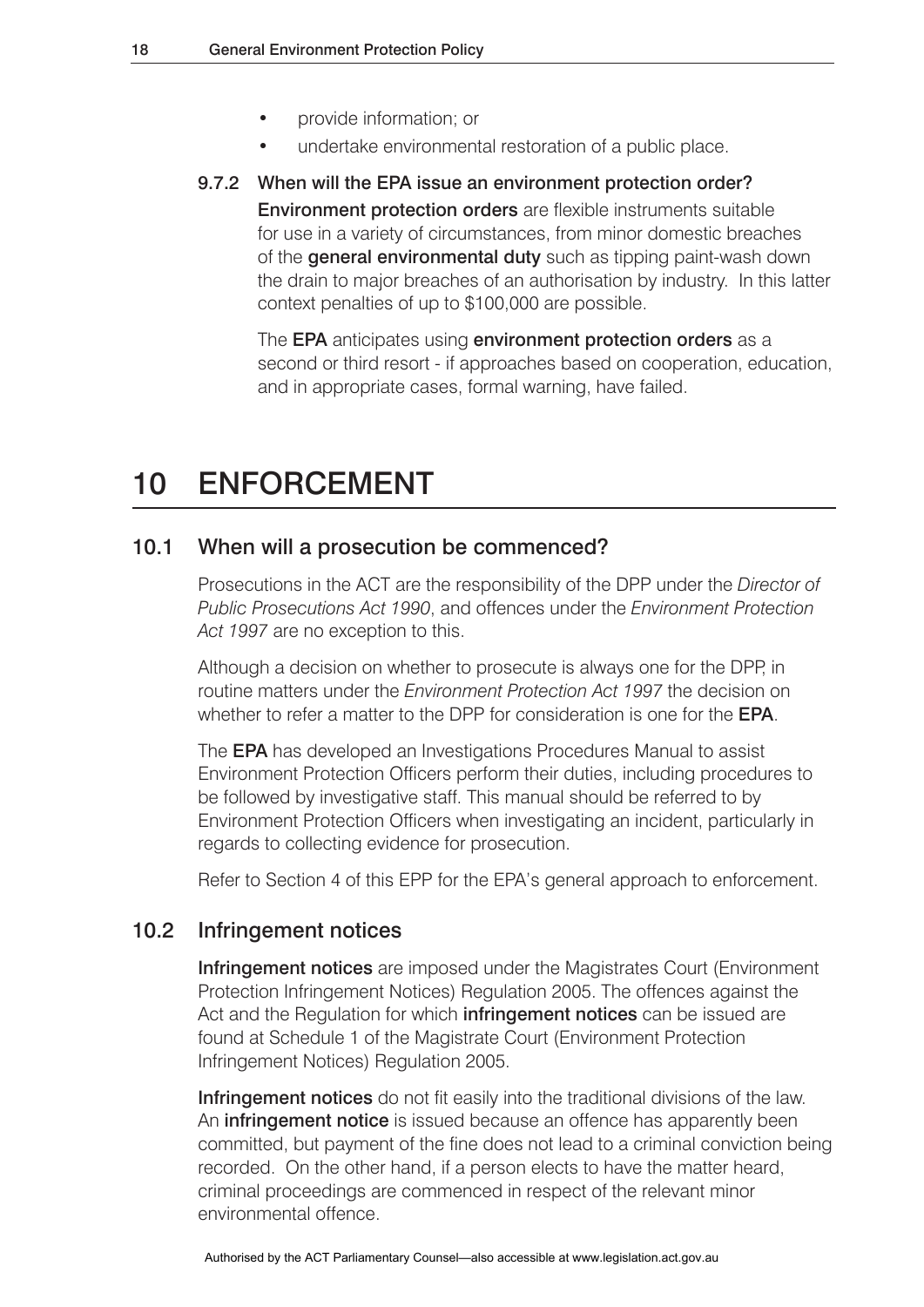- provide information; or
- undertake environmental restoration of a public place.

### 9.7.2 When will the EPA issue an environment protection order?

**Environment protection orders** are flexible instruments suitable for use in a variety of circumstances, from minor domestic breaches of the **general environmental duty** such as tipping paint-wash down the drain to major breaches of an authorisation by industry. In this latter context penalties of up to $100,000 are possible.

The **EPA** anticipates using **environment protection orders** as a second or third resort - if approaches based on cooperation, education, and in appropriate cases, formal warning, have failed.

# 10 ENFORCEMENT

## 10.1 When will a prosecution be commenced?

Prosecutions in the ACT are the responsibility of the DPP under the *Director of Public Prosecutions Act 1990*, and offences under the *Environment Protection Act 1997* are no exception to this.

Although a decision on whether to prosecute is always one for the DPP, in routine matters under the *Environment Protection Act 1997* the decision on whether to refer a matter to the DPP for consideration is one for the **EPA**.

The **EPA** has developed an Investigations Procedures Manual to assist Environment Protection Officers perform their duties, including procedures to be followed by investigative staff. This manual should be referred to by Environment Protection Officers when investigating an incident, particularly in regards to collecting evidence for prosecution.

Refer to Section 4 of this EPP for the EPA's general approach to enforcement.

## 10.2 Infringement notices

**Infringement notices** are imposed under the Magistrates Court (Environment Protection Infringement Notices) Regulation 2005. The offences against the Act and the Regulation for which **infringement notices** can be issued are found at Schedule 1 of the Magistrate Court (Environment Protection Infringement Notices) Regulation 2005.

**Infringement notices** do not fit easily into the traditional divisions of the law. An **infringement notice** is issued because an offence has apparently been committed, but payment of the fine does not lead to a criminal conviction being recorded. On the other hand, if a person elects to have the matter heard, criminal proceedings are commenced in respect of the relevant minor environmental offence.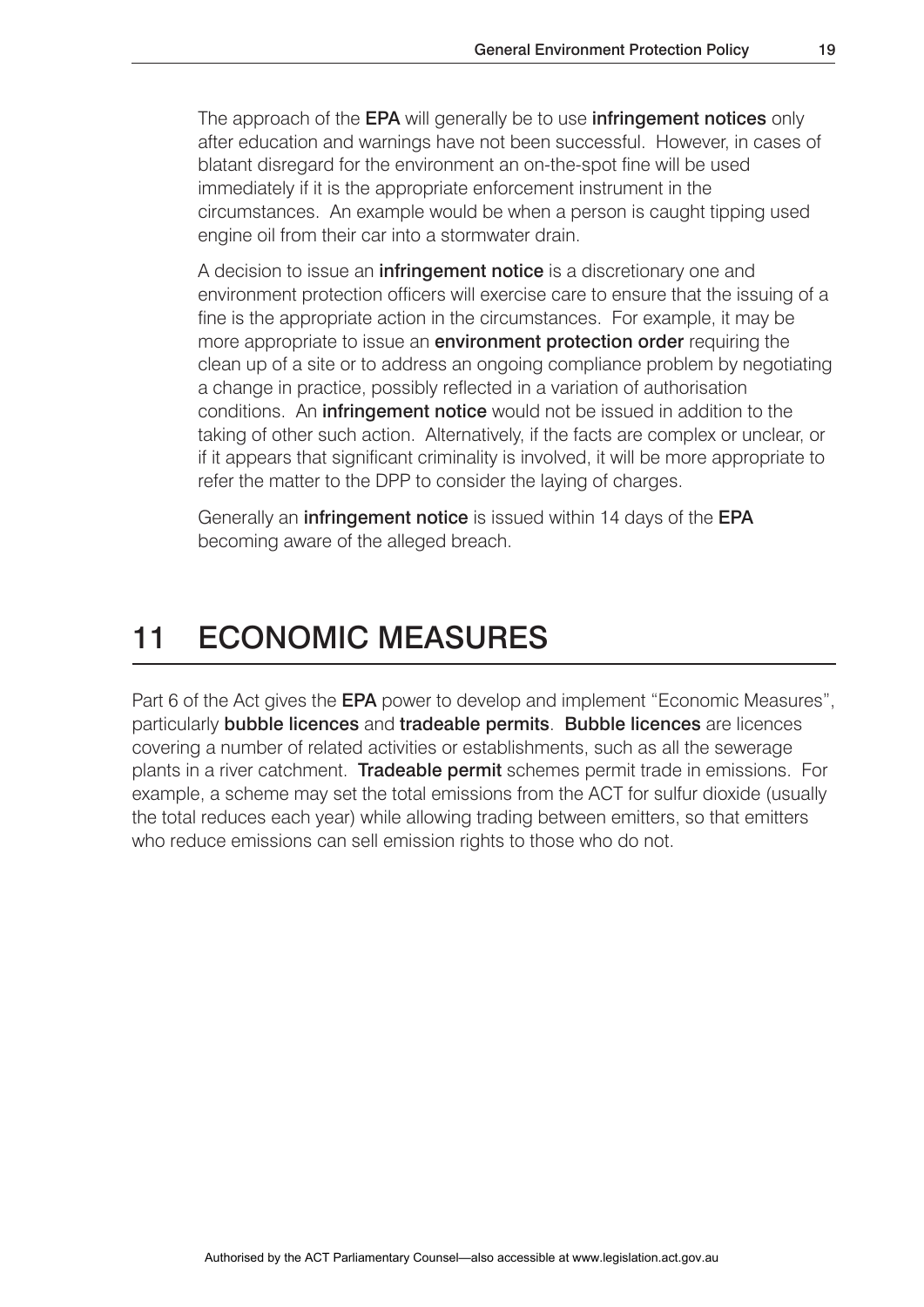The approach of the **EPA** will generally be to use **infringement notices** only after education and warnings have not been successful. However, in cases of blatant disregard for the environment an on-the-spot fine will be used immediately if it is the appropriate enforcement instrument in the circumstances. An example would be when a person is caught tipping used engine oil from their car into a stormwater drain.

A decision to issue an **infringement notice** is a discretionary one and environment protection officers will exercise care to ensure that the issuing of a fine is the appropriate action in the circumstances. For example, it may be more appropriate to issue an **environment protection order** requiring the clean up of a site or to address an ongoing compliance problem by negotiating a change in practice, possibly reflected in a variation of authorisation conditions. An **infringement notice** would not be issued in addition to the taking of other such action. Alternatively, if the facts are complex or unclear, or if it appears that significant criminality is involved, it will be more appropriate to refer the matter to the DPP to consider the laying of charges.

Generally an **infringement notice** is issued within 14 days of the **EPA** becoming aware of the alleged breach.

# 11 ECONOMIC MEASURES

Part 6 of the Act gives the **EPA** power to develop and implement "Economic Measures", particularly **bubble licences** and **tradeable permits**. **Bubble licences** are licences covering a number of related activities or establishments, such as all the sewerage plants in a river catchment. **Tradeable permit** schemes permit trade in emissions. For example, a scheme may set the total emissions from the ACT for sulfur dioxide (usually the total reduces each year) while allowing trading between emitters, so that emitters who reduce emissions can sell emission rights to those who do not.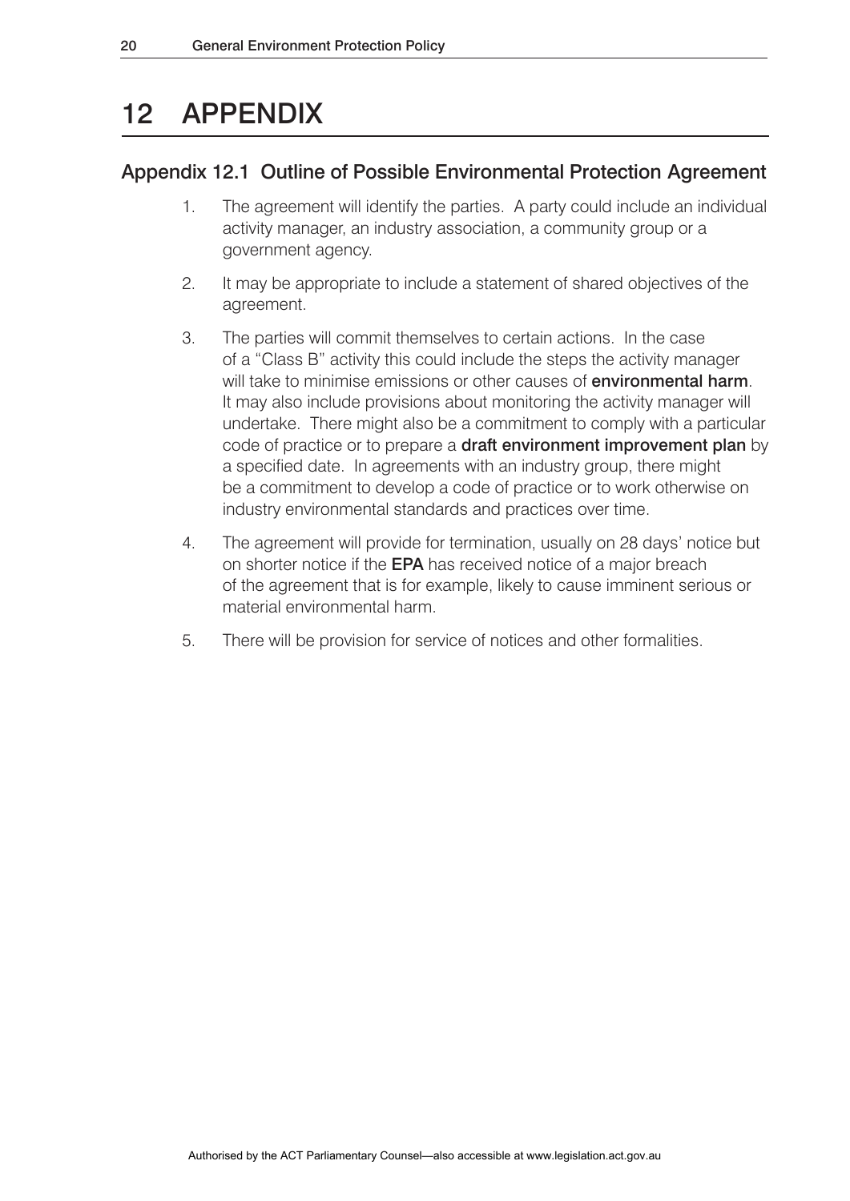# 12 APPENDIX

## Appendix 12.1 Outline of Possible Environmental Protection Agreement

1. The agreement will identify the parties. A party could include an individual activity manager, an industry association, a community group or a government agency.

2. It may be appropriate to include a statement of shared objectives of the agreement.

3. The parties will commit themselves to certain actions. In the case of a "Class B" activity this could include the steps the activity manager will take to minimise emissions or other causes of **environmental harm**. It may also include provisions about monitoring the activity manager will undertake. There might also be a commitment to comply with a particular code of practice or to prepare a **draft environment improvement plan** by a specified date. In agreements with an industry group, there might be a commitment to develop a code of practice or to work otherwise on industry environmental standards and practices over time.

4. The agreement will provide for termination, usually on 28 days' notice but on shorter notice if the **EPA** has received notice of a major breach of the agreement that is for example, likely to cause imminent serious or material environmental harm.

5. There will be provision for service of notices and other formalities.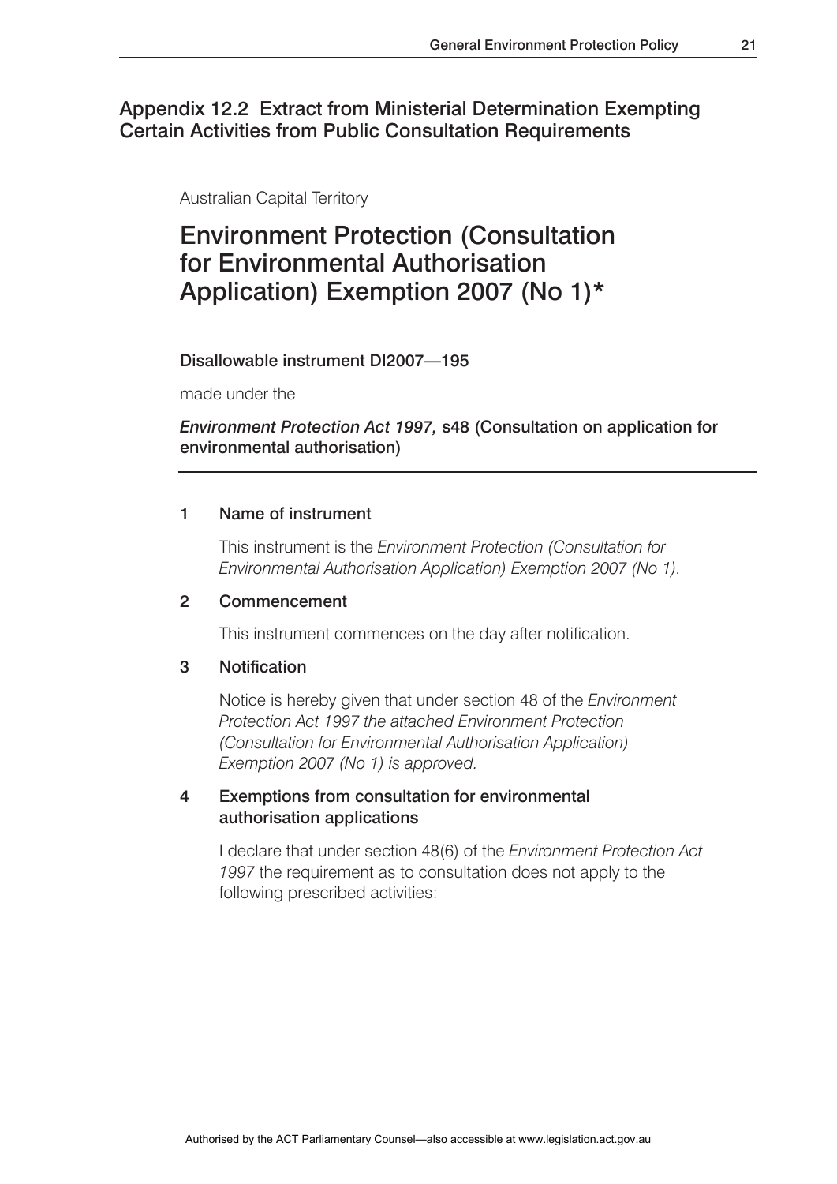## Appendix 12.2 Extract from Ministerial Determination Exempting Certain Activities from Public Consultation Requirements

Australian Capital Territory

# Environment Protection (Consultation for Environmental Authorisation Application) Exemption 2007 (No 1)*

**Disallowable instrument DI2007—195**

made under the

***Environment Protection Act 1997,* s48 (Consultation on application for environmental authorisation)**

---

**1 Name of instrument**

This instrument is the *Environment Protection (Consultation for Environmental Authorisation Application) Exemption 2007 (No 1).*

**2 Commencement**

This instrument commences on the day after notification.

**3 Notification**

Notice is hereby given that under section 48 of the *Environment Protection Act 1997 the attached Environment Protection (Consultation for Environmental Authorisation Application) Exemption 2007 (No 1) is approved.*

**4 Exemptions from consultation for environmental authorisation applications**

I declare that under section 48(6) of the *Environment Protection Act 1997* the requirement as to consultation does not apply to the following prescribed activities: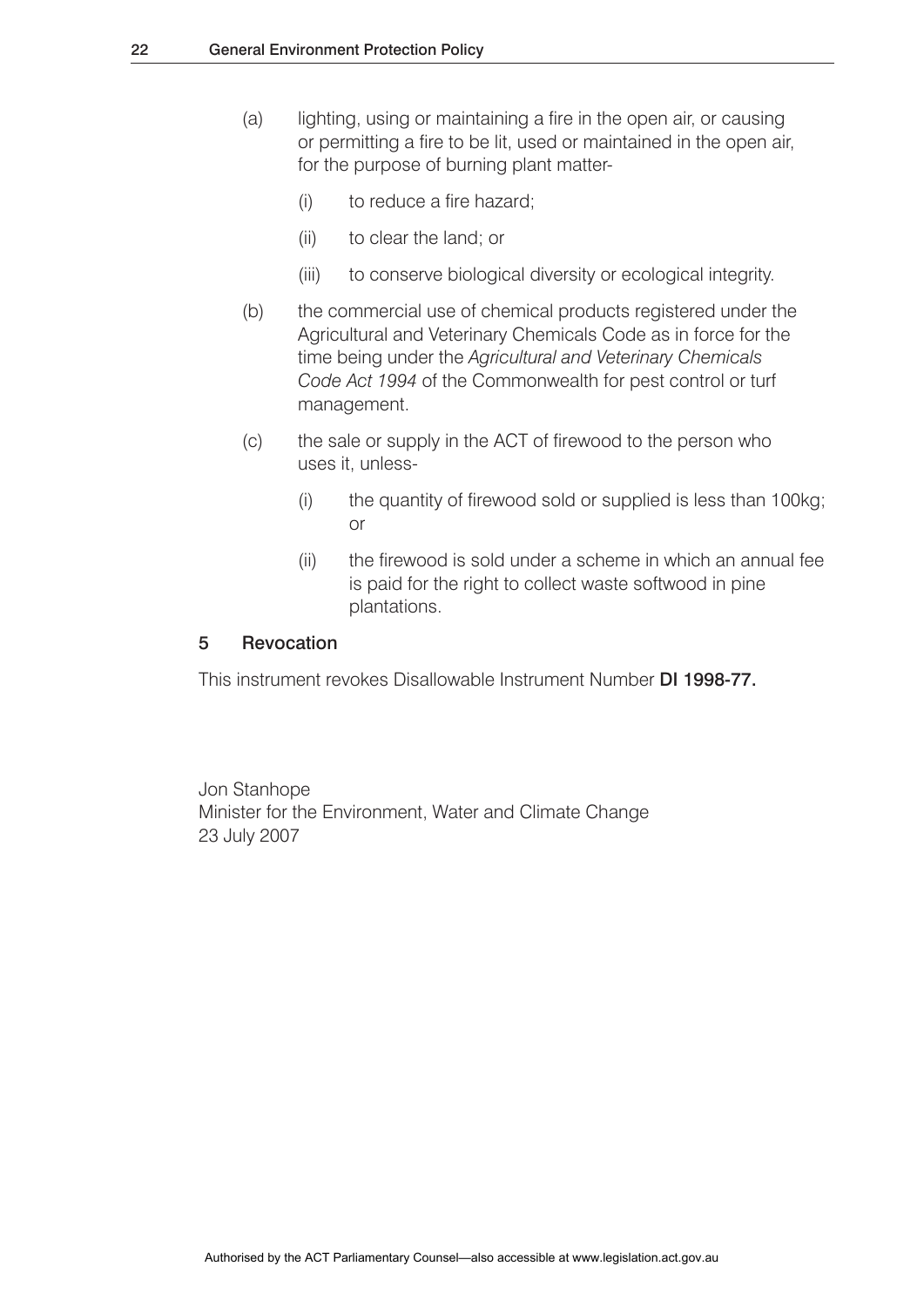(a) lighting, using or maintaining a fire in the open air, or causing or permitting a fire to be lit, used or maintained in the open air, for the purpose of burning plant matter-

   (i) to reduce a fire hazard;

   (ii) to clear the land; or

   (iii) to conserve biological diversity or ecological integrity.

(b) the commercial use of chemical products registered under the Agricultural and Veterinary Chemicals Code as in force for the time being under the *Agricultural and Veterinary Chemicals Code Act 1994* of the Commonwealth for pest control or turf management.

(c) the sale or supply in the ACT of firewood to the person who uses it, unless-

   (i) the quantity of firewood sold or supplied is less than 100kg; or

   (ii) the firewood is sold under a scheme in which an annual fee is paid for the right to collect waste softwood in pine plantations.

### 5 Revocation

This instrument revokes Disallowable Instrument Number **DI 1998-77.**

Jon Stanhope
Minister for the Environment, Water and Climate Change
23 July 2007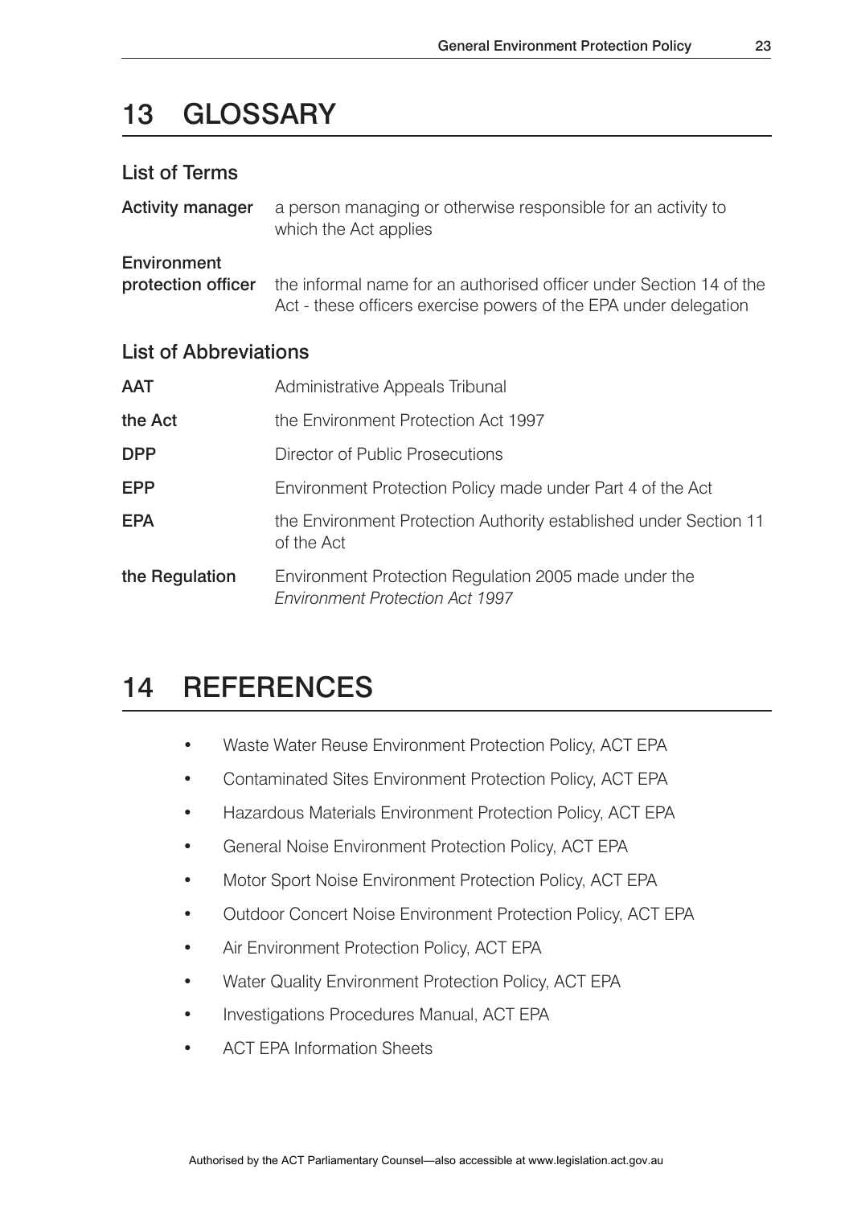# 13 GLOSSARY

## List of Terms

| | |
|---|---|
| **Activity manager** | a person managing or otherwise responsible for an activity to which the Act applies |
| **Environment protection officer** | the informal name for an authorised officer under Section 14 of the Act - these officers exercise powers of the EPA under delegation |

## List of Abbreviations

| | |
|---|---|
| **AAT** | Administrative Appeals Tribunal |
| **the Act** | the Environment Protection Act 1997 |
| **DPP** | Director of Public Prosecutions |
| **EPP** | Environment Protection Policy made under Part 4 of the Act |
| **EPA** | the Environment Protection Authority established under Section 11 of the Act |
| **the Regulation** | Environment Protection Regulation 2005 made under the *Environment Protection Act 1997* |

# 14 REFERENCES

- Waste Water Reuse Environment Protection Policy, ACT EPA
- Contaminated Sites Environment Protection Policy, ACT EPA
- Hazardous Materials Environment Protection Policy, ACT EPA
- General Noise Environment Protection Policy, ACT EPA
- Motor Sport Noise Environment Protection Policy, ACT EPA
- Outdoor Concert Noise Environment Protection Policy, ACT EPA
- Air Environment Protection Policy, ACT EPA
- Water Quality Environment Protection Policy, ACT EPA
- Investigations Procedures Manual, ACT EPA
- ACT EPA Information Sheets